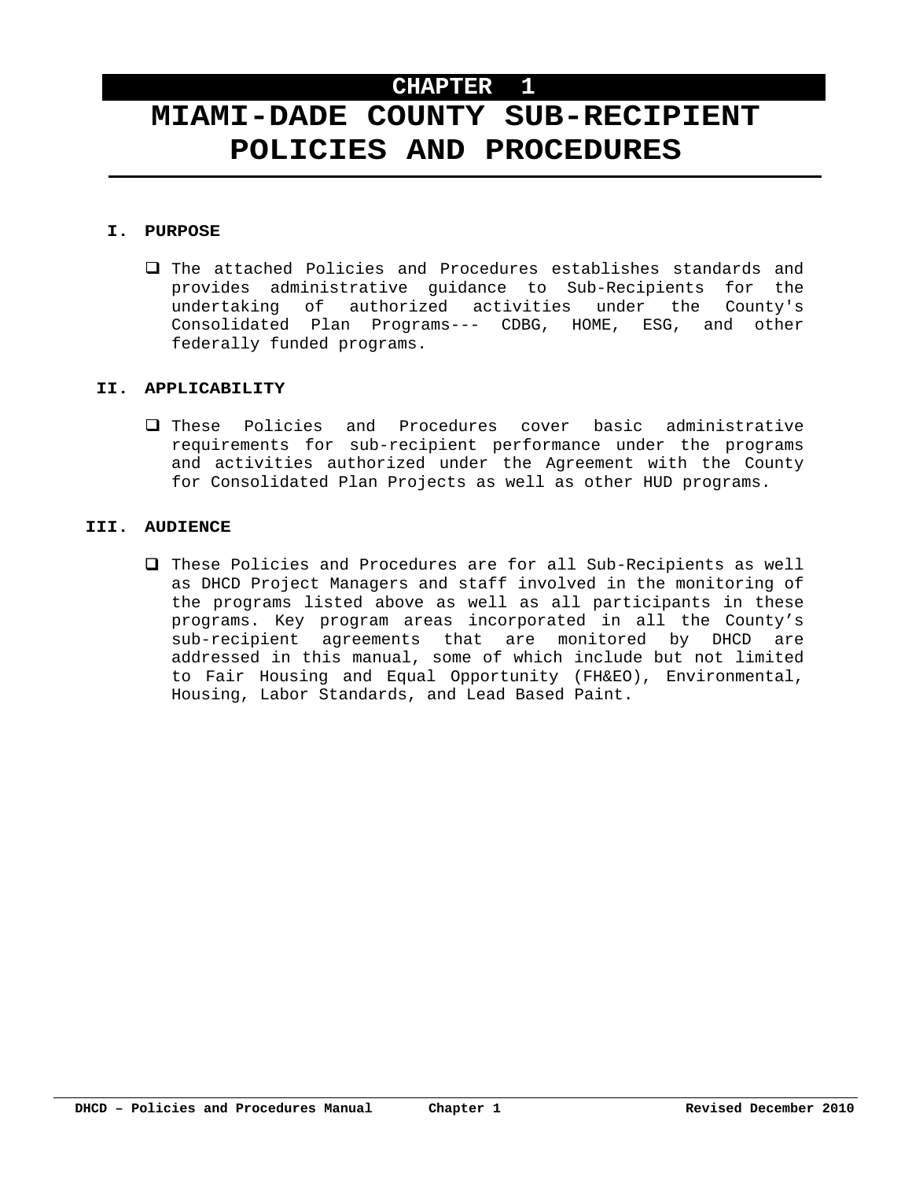# CHAPTER 1

# MIAMI-DADE COUNTY SUB-RECIPIENT POLICIES AND PROCEDURES

## I. PURPOSE

- The attached Policies and Procedures establishes standards and provides administrative guidance to Sub-Recipients for the undertaking of authorized activities under the County's Consolidated Plan Programs--- CDBG, HOME, ESG, and other federally funded programs.

## II. APPLICABILITY

- These Policies and Procedures cover basic administrative requirements for sub-recipient performance under the programs and activities authorized under the Agreement with the County for Consolidated Plan Projects as well as other HUD programs.

## III. AUDIENCE

- These Policies and Procedures are for all Sub-Recipients as well as DHCD Project Managers and staff involved in the monitoring of the programs listed above as well as all participants in these programs. Key program areas incorporated in all the County's sub-recipient agreements that are monitored by DHCD are addressed in this manual, some of which include but not limited to Fair Housing and Equal Opportunity (FH&EO), Environmental, Housing, Labor Standards, and Lead Based Paint.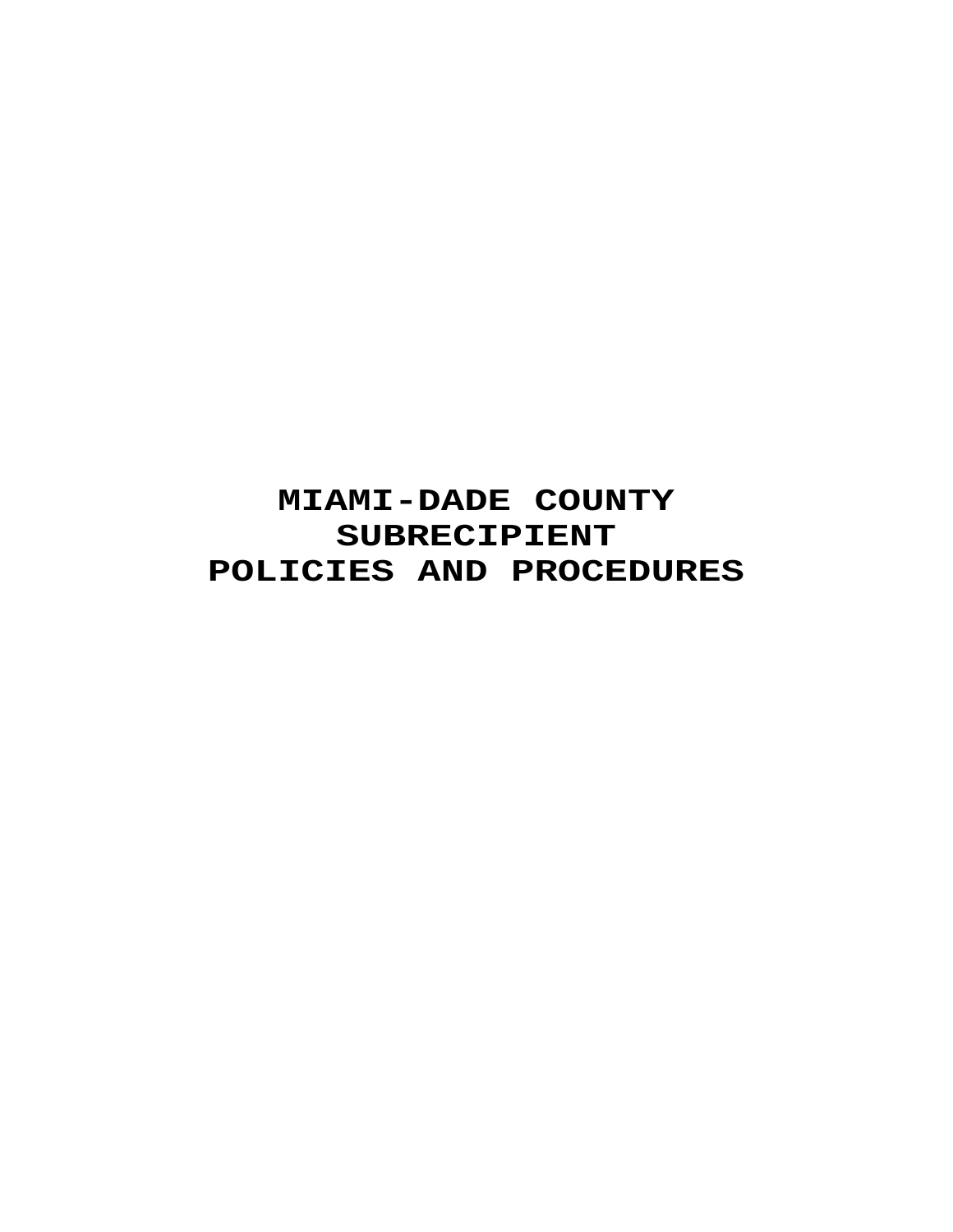# MIAMI-DADE COUNTY SUBRECIPIENT POLICIES AND PROCEDURES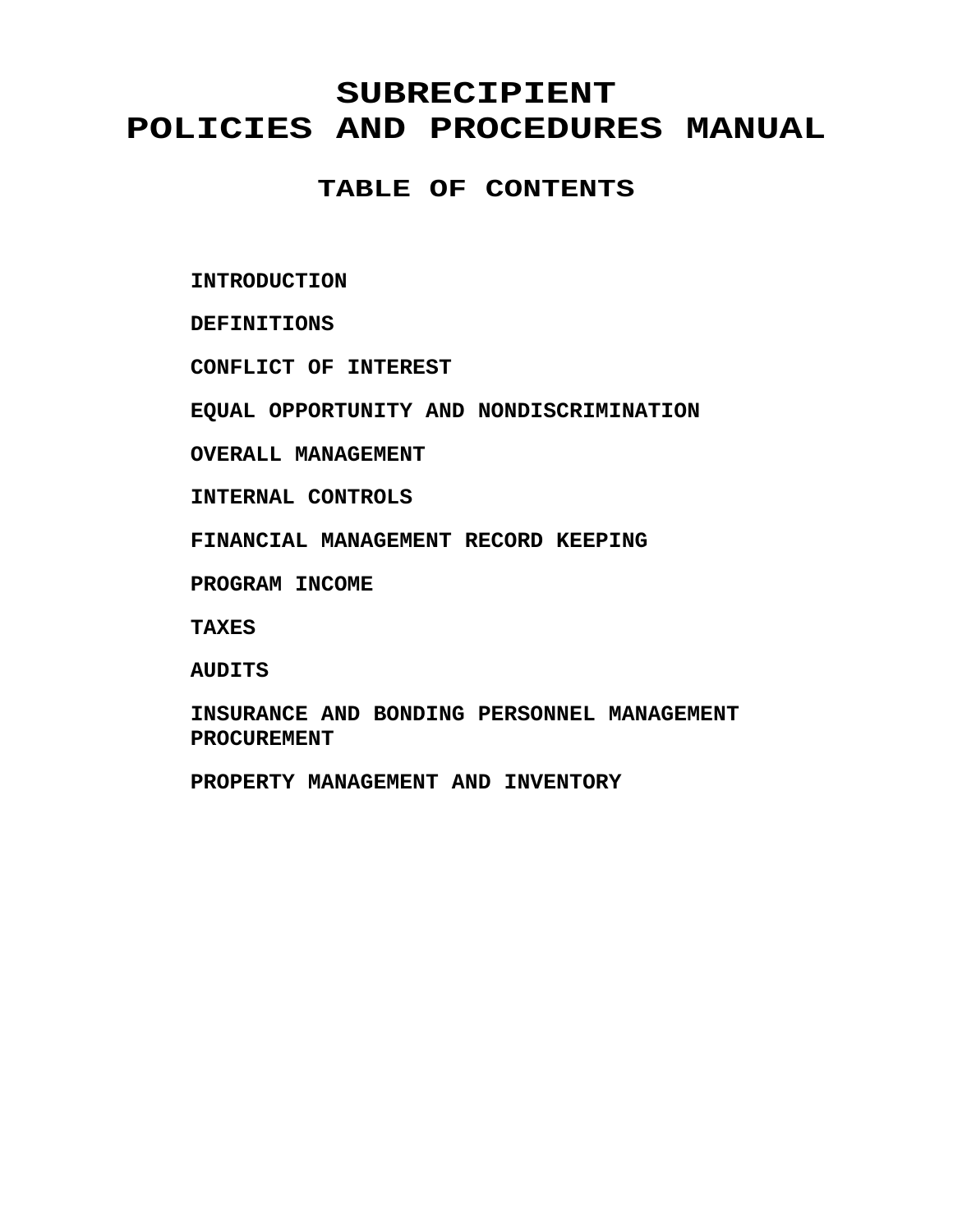# SUBRECIPIENT
# POLICIES AND PROCEDURES MANUAL

## TABLE OF CONTENTS

**INTRODUCTION**

**DEFINITIONS**

**CONFLICT OF INTEREST**

**EQUAL OPPORTUNITY AND NONDISCRIMINATION**

**OVERALL MANAGEMENT**

**INTERNAL CONTROLS**

**FINANCIAL MANAGEMENT RECORD KEEPING**

**PROGRAM INCOME**

**TAXES**

**AUDITS**

**INSURANCE AND BONDING PERSONNEL MANAGEMENT PROCUREMENT**

**PROPERTY MANAGEMENT AND INVENTORY**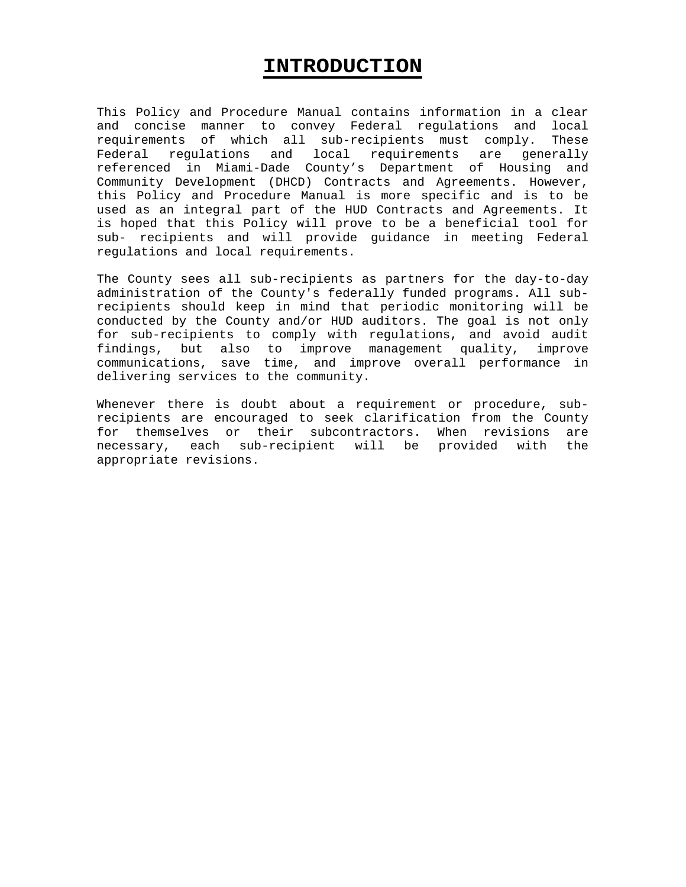# INTRODUCTION

This Policy and Procedure Manual contains information in a clear and concise manner to convey Federal regulations and local requirements of which all sub-recipients must comply. These Federal regulations and local requirements are generally referenced in Miami-Dade County's Department of Housing and Community Development (DHCD) Contracts and Agreements. However, this Policy and Procedure Manual is more specific and is to be used as an integral part of the HUD Contracts and Agreements. It is hoped that this Policy will prove to be a beneficial tool for sub- recipients and will provide guidance in meeting Federal regulations and local requirements.

The County sees all sub-recipients as partners for the day-to-day administration of the County's federally funded programs. All sub-recipients should keep in mind that periodic monitoring will be conducted by the County and/or HUD auditors. The goal is not only for sub-recipients to comply with regulations, and avoid audit findings, but also to improve management quality, improve communications, save time, and improve overall performance in delivering services to the community.

Whenever there is doubt about a requirement or procedure, sub-recipients are encouraged to seek clarification from the County for themselves or their subcontractors. When revisions are necessary, each sub-recipient will be provided with the appropriate revisions.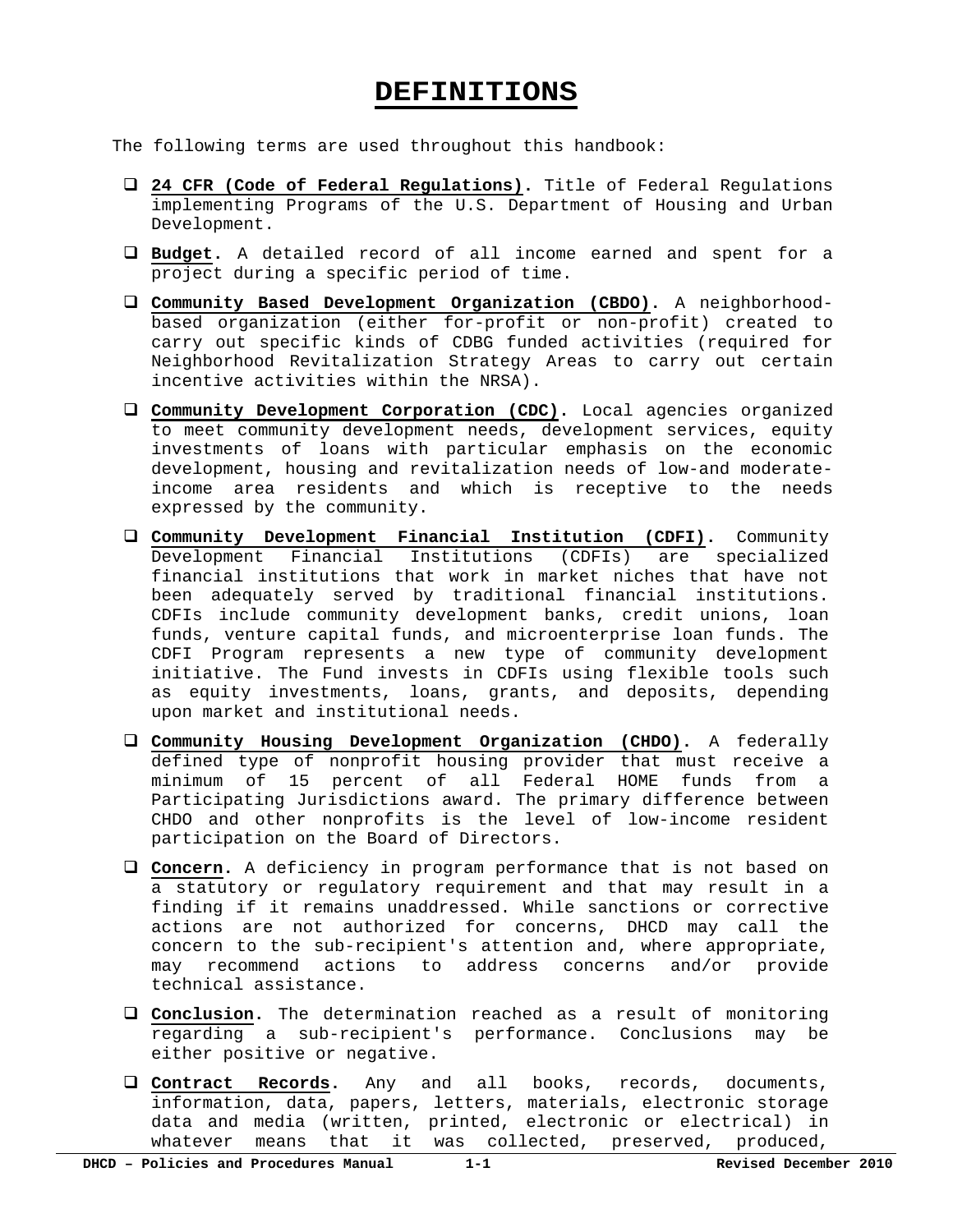# DEFINITIONS

The following terms are used throughout this handbook:

- **24 CFR (Code of Federal Regulations).** Title of Federal Regulations implementing Programs of the U.S. Department of Housing and Urban Development.

- **Budget.** A detailed record of all income earned and spent for a project during a specific period of time.

- **Community Based Development Organization (CBDO).** A neighborhood-based organization (either for-profit or non-profit) created to carry out specific kinds of CDBG funded activities (required for Neighborhood Revitalization Strategy Areas to carry out certain incentive activities within the NRSA).

- **Community Development Corporation (CDC).** Local agencies organized to meet community development needs, development services, equity investments of loans with particular emphasis on the economic development, housing and revitalization needs of low-and moderate-income area residents and which is receptive to the needs expressed by the community.

- **Community Development Financial Institution (CDFI).** Community Development Financial Institutions (CDFIs) are specialized financial institutions that work in market niches that have not been adequately served by traditional financial institutions. CDFIs include community development banks, credit unions, loan funds, venture capital funds, and microenterprise loan funds. The CDFI Program represents a new type of community development initiative. The Fund invests in CDFIs using flexible tools such as equity investments, loans, grants, and deposits, depending upon market and institutional needs.

- **Community Housing Development Organization (CHDO).** A federally defined type of nonprofit housing provider that must receive a minimum of 15 percent of all Federal HOME funds from a Participating Jurisdictions award. The primary difference between CHDO and other nonprofits is the level of low-income resident participation on the Board of Directors.

- **Concern.** A deficiency in program performance that is not based on a statutory or regulatory requirement and that may result in a finding if it remains unaddressed. While sanctions or corrective actions are not authorized for concerns, DHCD may call the concern to the sub-recipient's attention and, where appropriate, may recommend actions to address concerns and/or provide technical assistance.

- **Conclusion.** The determination reached as a result of monitoring regarding a sub-recipient's performance. Conclusions may be either positive or negative.

- **Contract Records.** Any and all books, records, documents, information, data, papers, letters, materials, electronic storage data and media (written, printed, electronic or electrical) in whatever means that it was collected, preserved, produced,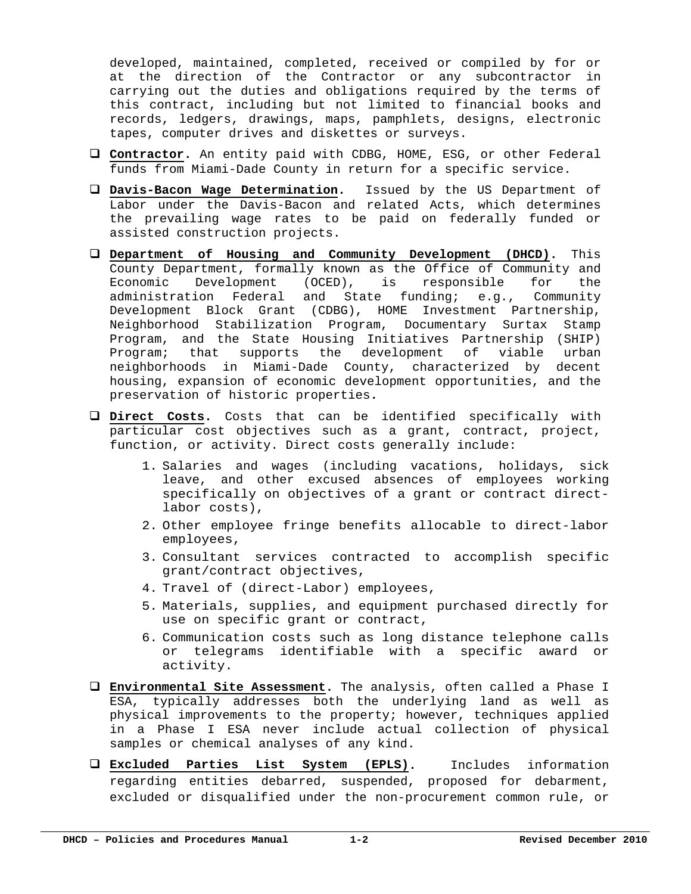developed, maintained, completed, received or compiled by for or at the direction of the Contractor or any subcontractor in carrying out the duties and obligations required by the terms of this contract, including but not limited to financial books and records, ledgers, drawings, maps, pamphlets, designs, electronic tapes, computer drives and diskettes or surveys.

- **Contractor.** An entity paid with CDBG, HOME, ESG, or other Federal funds from Miami-Dade County in return for a specific service.
- **Davis-Bacon Wage Determination.** Issued by the US Department of Labor under the Davis-Bacon and related Acts, which determines the prevailing wage rates to be paid on federally funded or assisted construction projects.
- **Department of Housing and Community Development (DHCD).** This County Department, formally known as the Office of Community and Economic Development (OCED), is responsible for the administration Federal and State funding; e.g., Community Development Block Grant (CDBG), HOME Investment Partnership, Neighborhood Stabilization Program, Documentary Surtax Stamp Program, and the State Housing Initiatives Partnership (SHIP) Program; that supports the development of viable urban neighborhoods in Miami-Dade County, characterized by decent housing, expansion of economic development opportunities, and the preservation of historic properties.
- **Direct Costs.** Costs that can be identified specifically with particular cost objectives such as a grant, contract, project, function, or activity. Direct costs generally include:
  1. Salaries and wages (including vacations, holidays, sick leave, and other excused absences of employees working specifically on objectives of a grant or contract direct-labor costs),
  2. Other employee fringe benefits allocable to direct-labor employees,
  3. Consultant services contracted to accomplish specific grant/contract objectives,
  4. Travel of (direct-Labor) employees,
  5. Materials, supplies, and equipment purchased directly for use on specific grant or contract,
  6. Communication costs such as long distance telephone calls or telegrams identifiable with a specific award or activity.
- **Environmental Site Assessment.** The analysis, often called a Phase I ESA, typically addresses both the underlying land as well as physical improvements to the property; however, techniques applied in a Phase I ESA never include actual collection of physical samples or chemical analyses of any kind.
- **Excluded Parties List System (EPLS).** Includes information regarding entities debarred, suspended, proposed for debarment, excluded or disqualified under the non-procurement common rule, or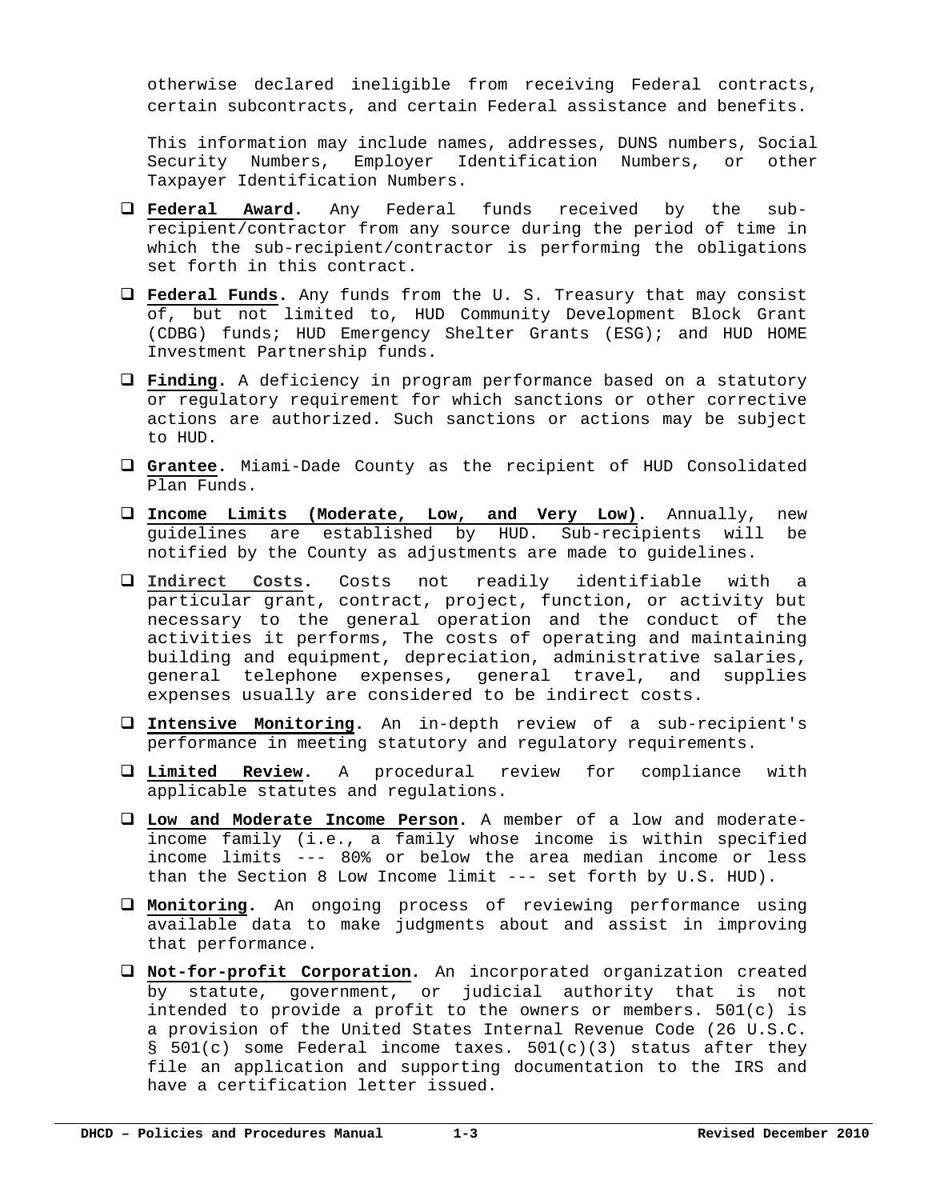otherwise declared ineligible from receiving Federal contracts, certain subcontracts, and certain Federal assistance and benefits.

This information may include names, addresses, DUNS numbers, Social Security Numbers, Employer Identification Numbers, or other Taxpayer Identification Numbers.

- **Federal Award.** Any Federal funds received by the sub-recipient/contractor from any source during the period of time in which the sub-recipient/contractor is performing the obligations set forth in this contract.
- **Federal Funds.** Any funds from the U. S. Treasury that may consist of, but not limited to, HUD Community Development Block Grant (CDBG) funds; HUD Emergency Shelter Grants (ESG); and HUD HOME Investment Partnership funds.
- **Finding.** A deficiency in program performance based on a statutory or regulatory requirement for which sanctions or other corrective actions are authorized. Such sanctions or actions may be subject to HUD.
- **Grantee.** Miami-Dade County as the recipient of HUD Consolidated Plan Funds.
- **Income Limits (Moderate, Low, and Very Low).** Annually, new guidelines are established by HUD. Sub-recipients will be notified by the County as adjustments are made to guidelines.
- **Indirect Costs.** Costs not readily identifiable with a particular grant, contract, project, function, or activity but necessary to the general operation and the conduct of the activities it performs, The costs of operating and maintaining building and equipment, depreciation, administrative salaries, general telephone expenses, general travel, and supplies expenses usually are considered to be indirect costs.
- **Intensive Monitoring.** An in-depth review of a sub-recipient's performance in meeting statutory and regulatory requirements.
- **Limited Review.** A procedural review for compliance with applicable statutes and regulations.
- **Low and Moderate Income Person.** A member of a low and moderate-income family (i.e., a family whose income is within specified income limits --- 80% or below the area median income or less than the Section 8 Low Income limit --- set forth by U.S. HUD).
- **Monitoring.** An ongoing process of reviewing performance using available data to make judgments about and assist in improving that performance.
- **Not-for-profit Corporation.** An incorporated organization created by statute, government, or judicial authority that is not intended to provide a profit to the owners or members. 501(c) is a provision of the United States Internal Revenue Code (26 U.S.C. § 501(c) some Federal income taxes. 501(c)(3) status after they file an application and supporting documentation to the IRS and have a certification letter issued.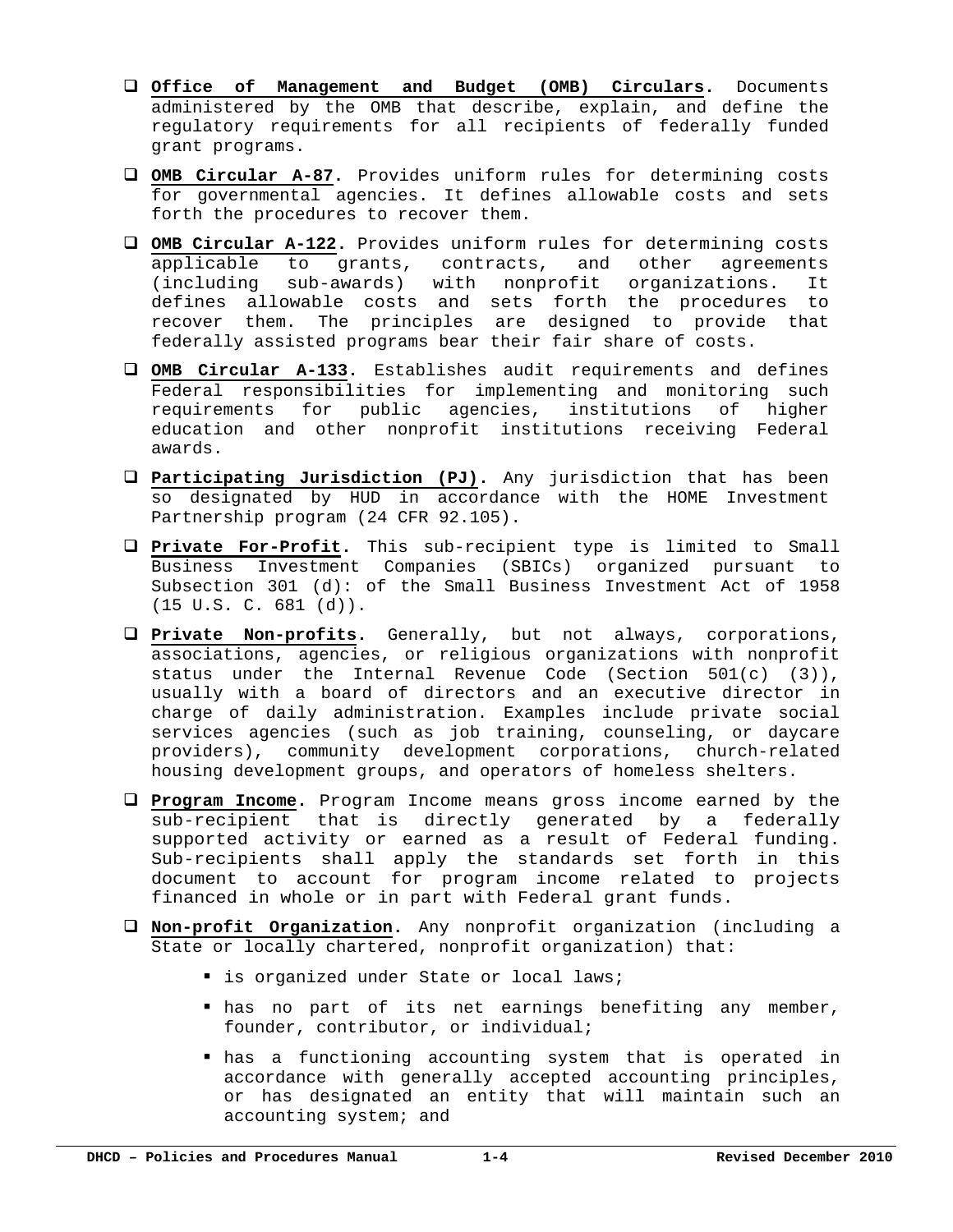- **Office of Management and Budget (OMB) Circulars**. Documents administered by the OMB that describe, explain, and define the regulatory requirements for all recipients of federally funded grant programs.

- **OMB Circular A-87**. Provides uniform rules for determining costs for governmental agencies. It defines allowable costs and sets forth the procedures to recover them.

- **OMB Circular A-122**. Provides uniform rules for determining costs applicable to grants, contracts, and other agreements (including sub-awards) with nonprofit organizations. It defines allowable costs and sets forth the procedures to recover them. The principles are designed to provide that federally assisted programs bear their fair share of costs.

- **OMB Circular A-133**. Establishes audit requirements and defines Federal responsibilities for implementing and monitoring such requirements for public agencies, institutions of higher education and other nonprofit institutions receiving Federal awards.

- **Participating Jurisdiction (PJ)**. Any jurisdiction that has been so designated by HUD in accordance with the HOME Investment Partnership program (24 CFR 92.105).

- **Private For-Profit**. This sub-recipient type is limited to Small Business Investment Companies (SBICs) organized pursuant to Subsection 301 (d): of the Small Business Investment Act of 1958 (15 U.S. C. 681 (d)).

- **Private Non-profits**. Generally, but not always, corporations, associations, agencies, or religious organizations with nonprofit status under the Internal Revenue Code (Section 501(c) (3)), usually with a board of directors and an executive director in charge of daily administration. Examples include private social services agencies (such as job training, counseling, or daycare providers), community development corporations, church-related housing development groups, and operators of homeless shelters.

- **Program Income**. Program Income means gross income earned by the sub-recipient that is directly generated by a federally supported activity or earned as a result of Federal funding. Sub-recipients shall apply the standards set forth in this document to account for program income related to projects financed in whole or in part with Federal grant funds.

- **Non-profit Organization**. Any nonprofit organization (including a State or locally chartered, nonprofit organization) that:

  - is organized under State or local laws;

  - has no part of its net earnings benefiting any member, founder, contributor, or individual;

  - has a functioning accounting system that is operated in accordance with generally accepted accounting principles, or has designated an entity that will maintain such an accounting system; and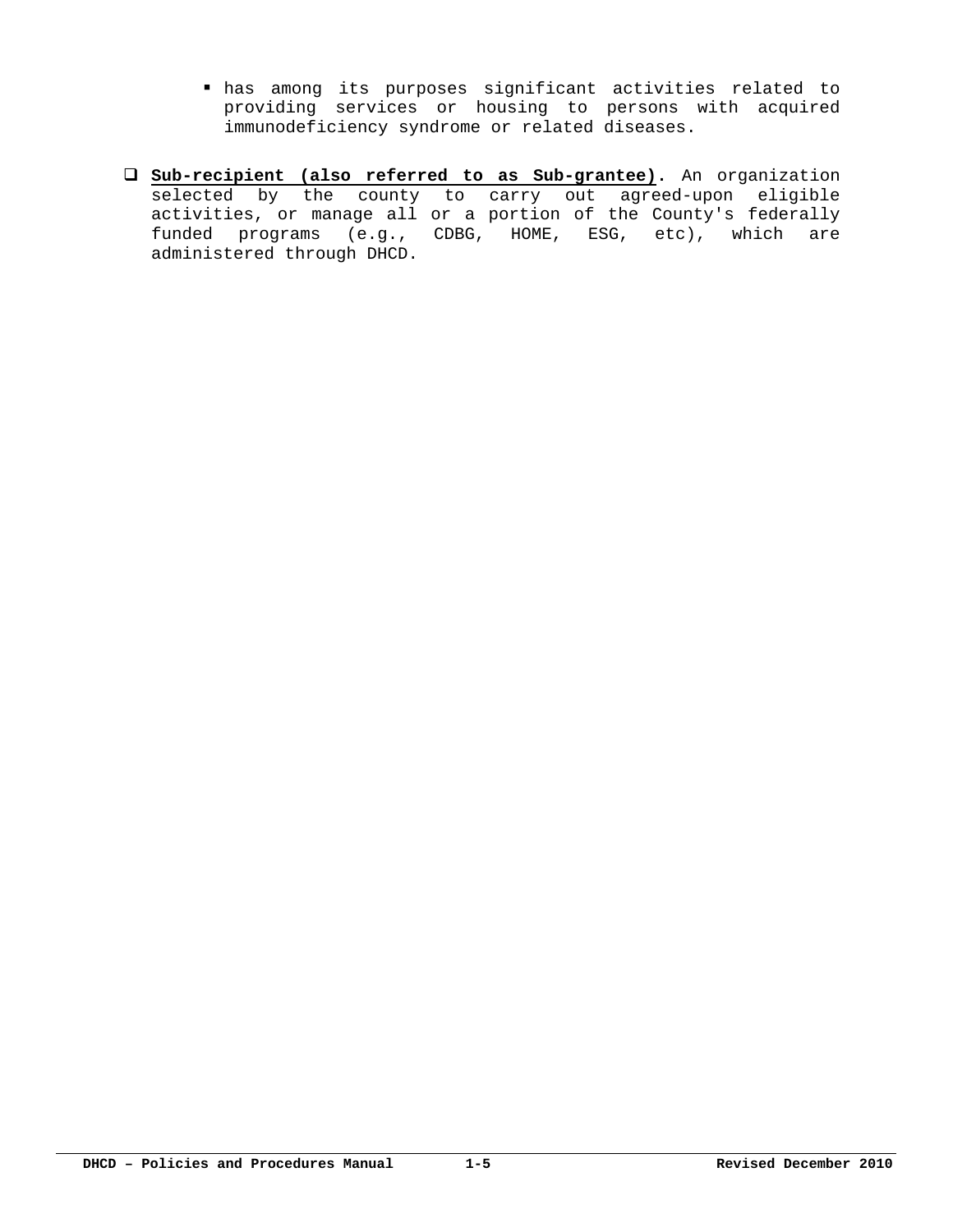- has among its purposes significant activities related to providing services or housing to persons with acquired immunodeficiency syndrome or related diseases.

- **Sub-recipient (also referred to as Sub-grantee).** An organization selected by the county to carry out agreed-upon eligible activities, or manage all or a portion of the County's federally funded programs (e.g., CDBG, HOME, ESG, etc), which are administered through DHCD.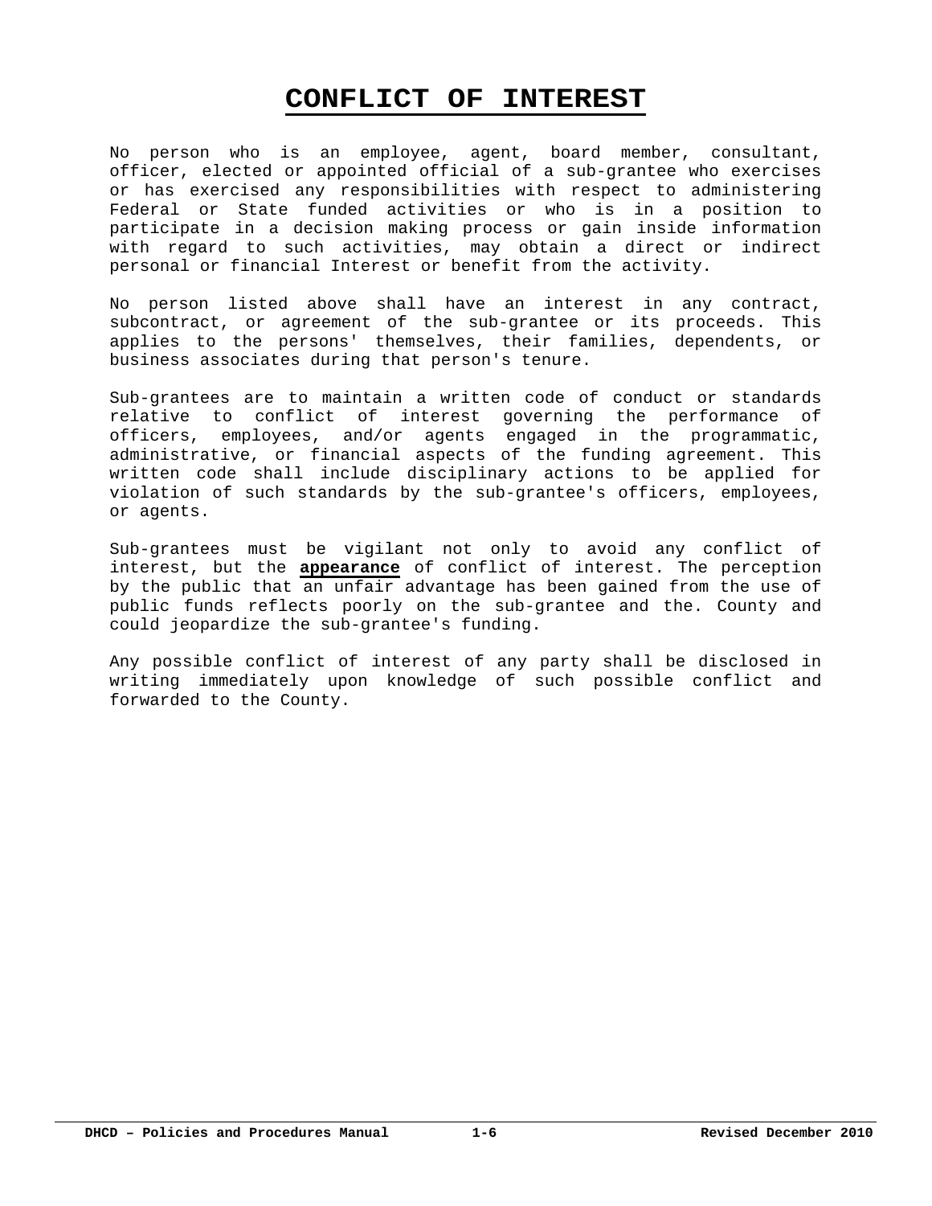# CONFLICT OF INTEREST

No person who is an employee, agent, board member, consultant, officer, elected or appointed official of a sub-grantee who exercises or has exercised any responsibilities with respect to administering Federal or State funded activities or who is in a position to participate in a decision making process or gain inside information with regard to such activities, may obtain a direct or indirect personal or financial Interest or benefit from the activity.

No person listed above shall have an interest in any contract, subcontract, or agreement of the sub-grantee or its proceeds. This applies to the persons' themselves, their families, dependents, or business associates during that person's tenure.

Sub-grantees are to maintain a written code of conduct or standards relative to conflict of interest governing the performance of officers, employees, and/or agents engaged in the programmatic, administrative, or financial aspects of the funding agreement. This written code shall include disciplinary actions to be applied for violation of such standards by the sub-grantee's officers, employees, or agents.

Sub-grantees must be vigilant not only to avoid any conflict of interest, but the **appearance** of conflict of interest. The perception by the public that an unfair advantage has been gained from the use of public funds reflects poorly on the sub-grantee and the. County and could jeopardize the sub-grantee's funding.

Any possible conflict of interest of any party shall be disclosed in writing immediately upon knowledge of such possible conflict and forwarded to the County.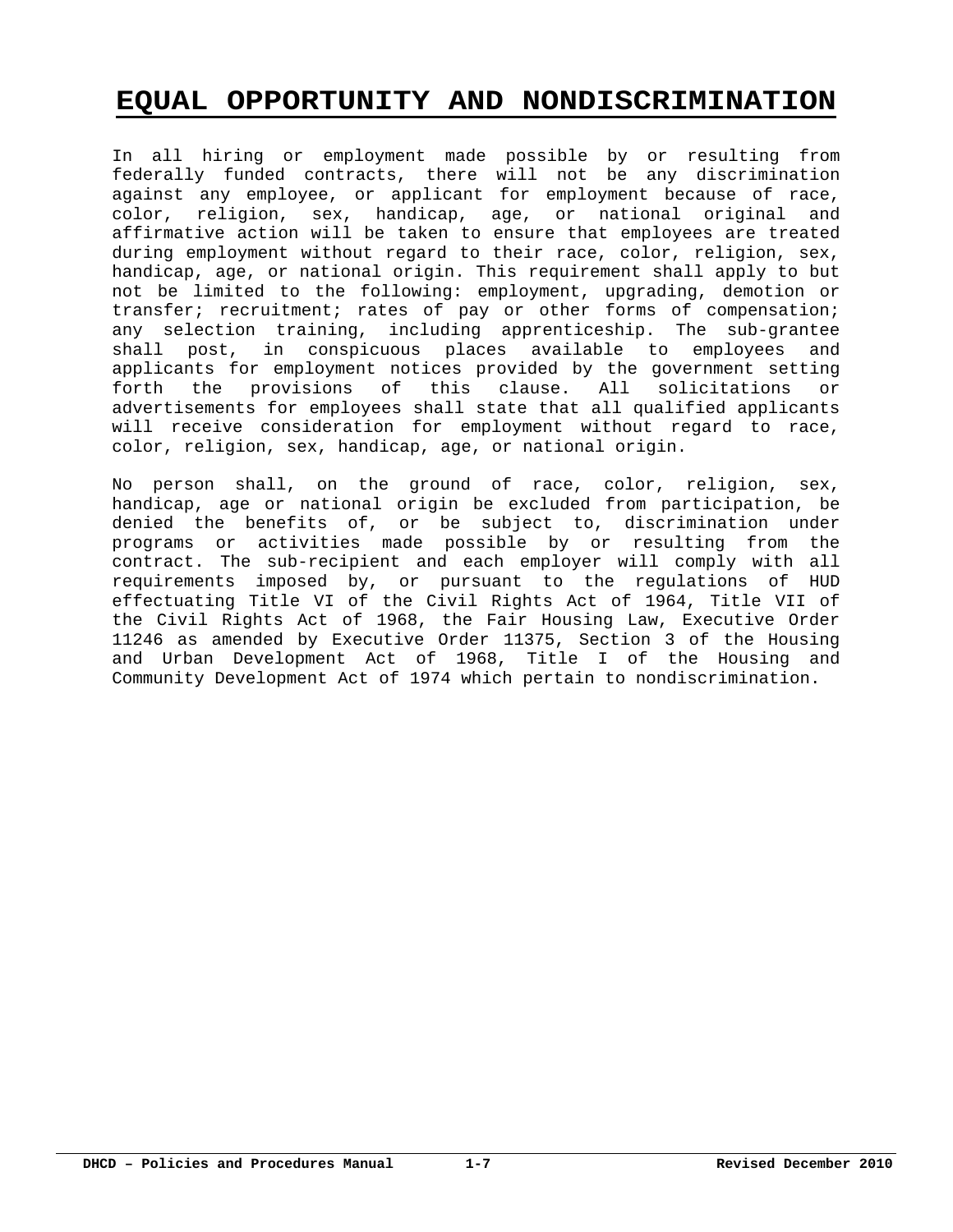# EQUAL OPPORTUNITY AND NONDISCRIMINATION

In all hiring or employment made possible by or resulting from federally funded contracts, there will not be any discrimination against any employee, or applicant for employment because of race, color, religion, sex, handicap, age, or national original and affirmative action will be taken to ensure that employees are treated during employment without regard to their race, color, religion, sex, handicap, age, or national origin. This requirement shall apply to but not be limited to the following: employment, upgrading, demotion or transfer; recruitment; rates of pay or other forms of compensation; any selection training, including apprenticeship. The sub-grantee shall post, in conspicuous places available to employees and applicants for employment notices provided by the government setting forth the provisions of this clause. All solicitations or advertisements for employees shall state that all qualified applicants will receive consideration for employment without regard to race, color, religion, sex, handicap, age, or national origin.

No person shall, on the ground of race, color, religion, sex, handicap, age or national origin be excluded from participation, be denied the benefits of, or be subject to, discrimination under programs or activities made possible by or resulting from the contract. The sub-recipient and each employer will comply with all requirements imposed by, or pursuant to the regulations of HUD effectuating Title VI of the Civil Rights Act of 1964, Title VII of the Civil Rights Act of 1968, the Fair Housing Law, Executive Order 11246 as amended by Executive Order 11375, Section 3 of the Housing and Urban Development Act of 1968, Title I of the Housing and Community Development Act of 1974 which pertain to nondiscrimination.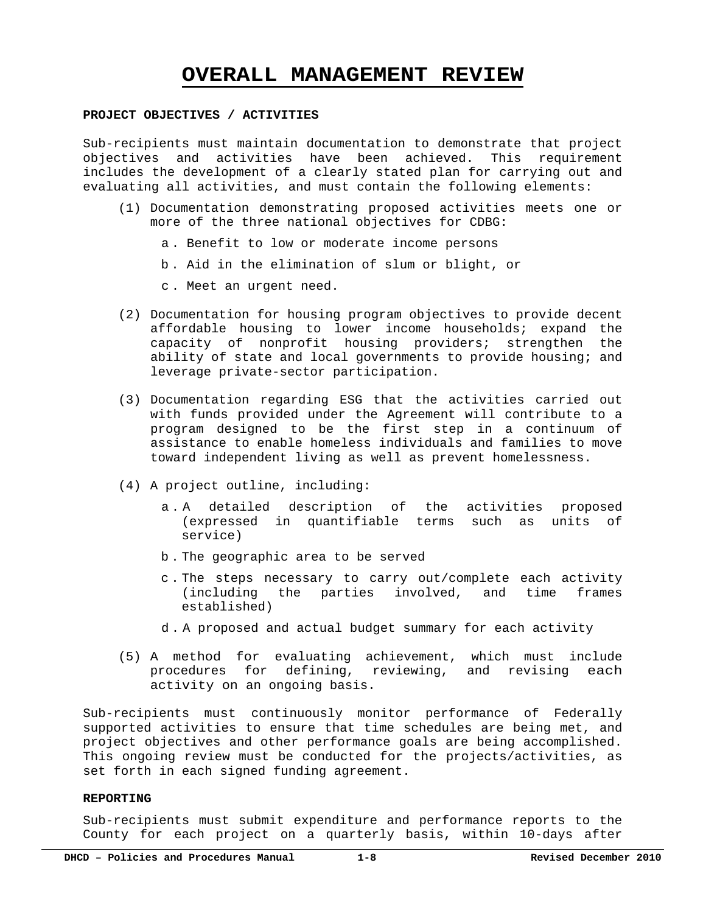# OVERALL MANAGEMENT REVIEW

**PROJECT OBJECTIVES / ACTIVITIES**

Sub-recipients must maintain documentation to demonstrate that project objectives and activities have been achieved. This requirement includes the development of a clearly stated plan for carrying out and evaluating all activities, and must contain the following elements:

(1) Documentation demonstrating proposed activities meets one or more of the three national objectives for CDBG:

   a. Benefit to low or moderate income persons

   b. Aid in the elimination of slum or blight, or

   c. Meet an urgent need.

(2) Documentation for housing program objectives to provide decent affordable housing to lower income households; expand the capacity of nonprofit housing providers; strengthen the ability of state and local governments to provide housing; and leverage private-sector participation.

(3) Documentation regarding ESG that the activities carried out with funds provided under the Agreement will contribute to a program designed to be the first step in a continuum of assistance to enable homeless individuals and families to move toward independent living as well as prevent homelessness.

(4) A project outline, including:

   a. A detailed description of the activities proposed (expressed in quantifiable terms such as units of service)

   b. The geographic area to be served

   c. The steps necessary to carry out/complete each activity (including the parties involved, and time frames established)

   d. A proposed and actual budget summary for each activity

(5) A method for evaluating achievement, which must include procedures for defining, reviewing, and revising each activity on an ongoing basis.

Sub-recipients must continuously monitor performance of Federally supported activities to ensure that time schedules are being met, and project objectives and other performance goals are being accomplished. This ongoing review must be conducted for the projects/activities, as set forth in each signed funding agreement.

**REPORTING**

Sub-recipients must submit expenditure and performance reports to the County for each project on a quarterly basis, within 10-days after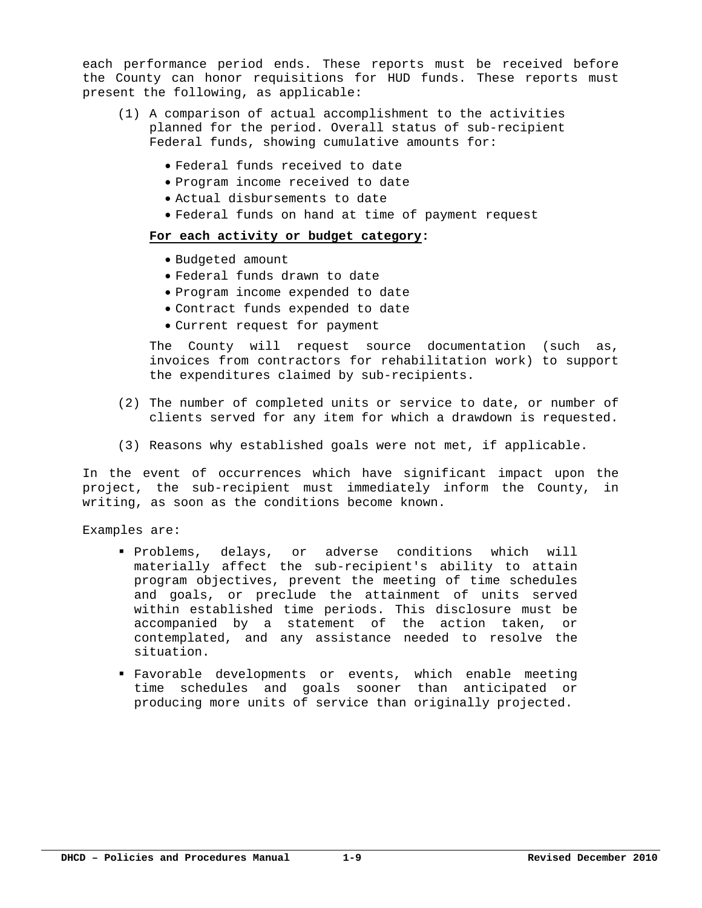each performance period ends. These reports must be received before the County can honor requisitions for HUD funds. These reports must present the following, as applicable:

(1) A comparison of actual accomplishment to the activities planned for the period. Overall status of sub-recipient Federal funds, showing cumulative amounts for:

- Federal funds received to date
- Program income received to date
- Actual disbursements to date
- Federal funds on hand at time of payment request

**For each activity or budget category:**

- Budgeted amount
- Federal funds drawn to date
- Program income expended to date
- Contract funds expended to date
- Current request for payment

The County will request source documentation (such as, invoices from contractors for rehabilitation work) to support the expenditures claimed by sub-recipients.

(2) The number of completed units or service to date, or number of clients served for any item for which a drawdown is requested.

(3) Reasons why established goals were not met, if applicable.

In the event of occurrences which have significant impact upon the project, the sub-recipient must immediately inform the County, in writing, as soon as the conditions become known.

Examples are:

- Problems, delays, or adverse conditions which will materially affect the sub-recipient's ability to attain program objectives, prevent the meeting of time schedules and goals, or preclude the attainment of units served within established time periods. This disclosure must be accompanied by a statement of the action taken, or contemplated, and any assistance needed to resolve the situation.
- Favorable developments or events, which enable meeting time schedules and goals sooner than anticipated or producing more units of service than originally projected.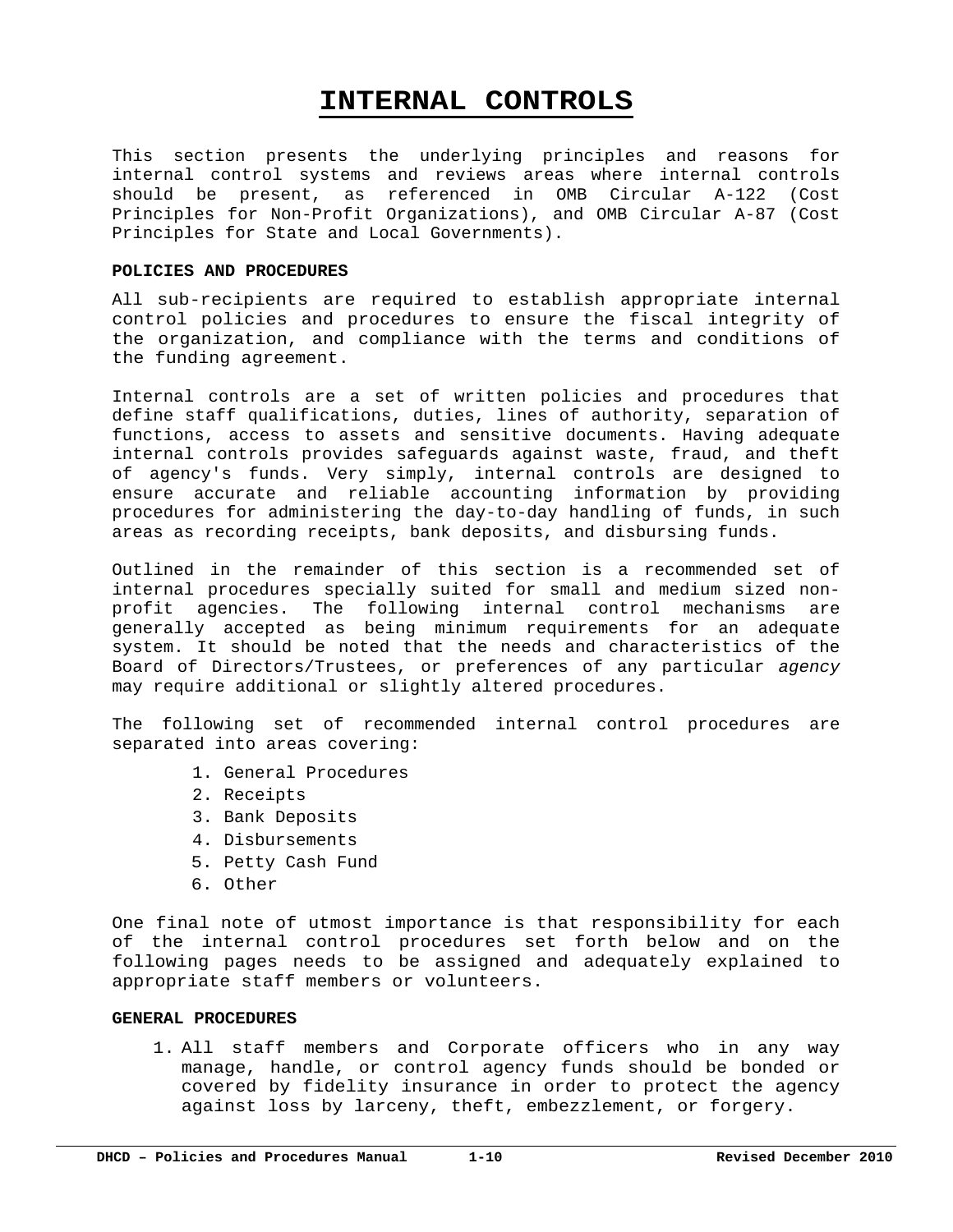# INTERNAL CONTROLS

This section presents the underlying principles and reasons for internal control systems and reviews areas where internal controls should be present, as referenced in OMB Circular A-122 (Cost Principles for Non-Profit Organizations), and OMB Circular A-87 (Cost Principles for State and Local Governments).

**POLICIES AND PROCEDURES**

All sub-recipients are required to establish appropriate internal control policies and procedures to ensure the fiscal integrity of the organization, and compliance with the terms and conditions of the funding agreement.

Internal controls are a set of written policies and procedures that define staff qualifications, duties, lines of authority, separation of functions, access to assets and sensitive documents. Having adequate internal controls provides safeguards against waste, fraud, and theft of agency's funds. Very simply, internal controls are designed to ensure accurate and reliable accounting information by providing procedures for administering the day-to-day handling of funds, in such areas as recording receipts, bank deposits, and disbursing funds.

Outlined in the remainder of this section is a recommended set of internal procedures specially suited for small and medium sized non-profit agencies. The following internal control mechanisms are generally accepted as being minimum requirements for an adequate system. It should be noted that the needs and characteristics of the Board of Directors/Trustees, or preferences of any particular *agency* may require additional or slightly altered procedures.

The following set of recommended internal control procedures are separated into areas covering:

1. General Procedures
2. Receipts
3. Bank Deposits
4. Disbursements
5. Petty Cash Fund
6. Other

One final note of utmost importance is that responsibility for each of the internal control procedures set forth below and on the following pages needs to be assigned and adequately explained to appropriate staff members or volunteers.

**GENERAL PROCEDURES**

1. All staff members and Corporate officers who in any way manage, handle, or control agency funds should be bonded or covered by fidelity insurance in order to protect the agency against loss by larceny, theft, embezzlement, or forgery.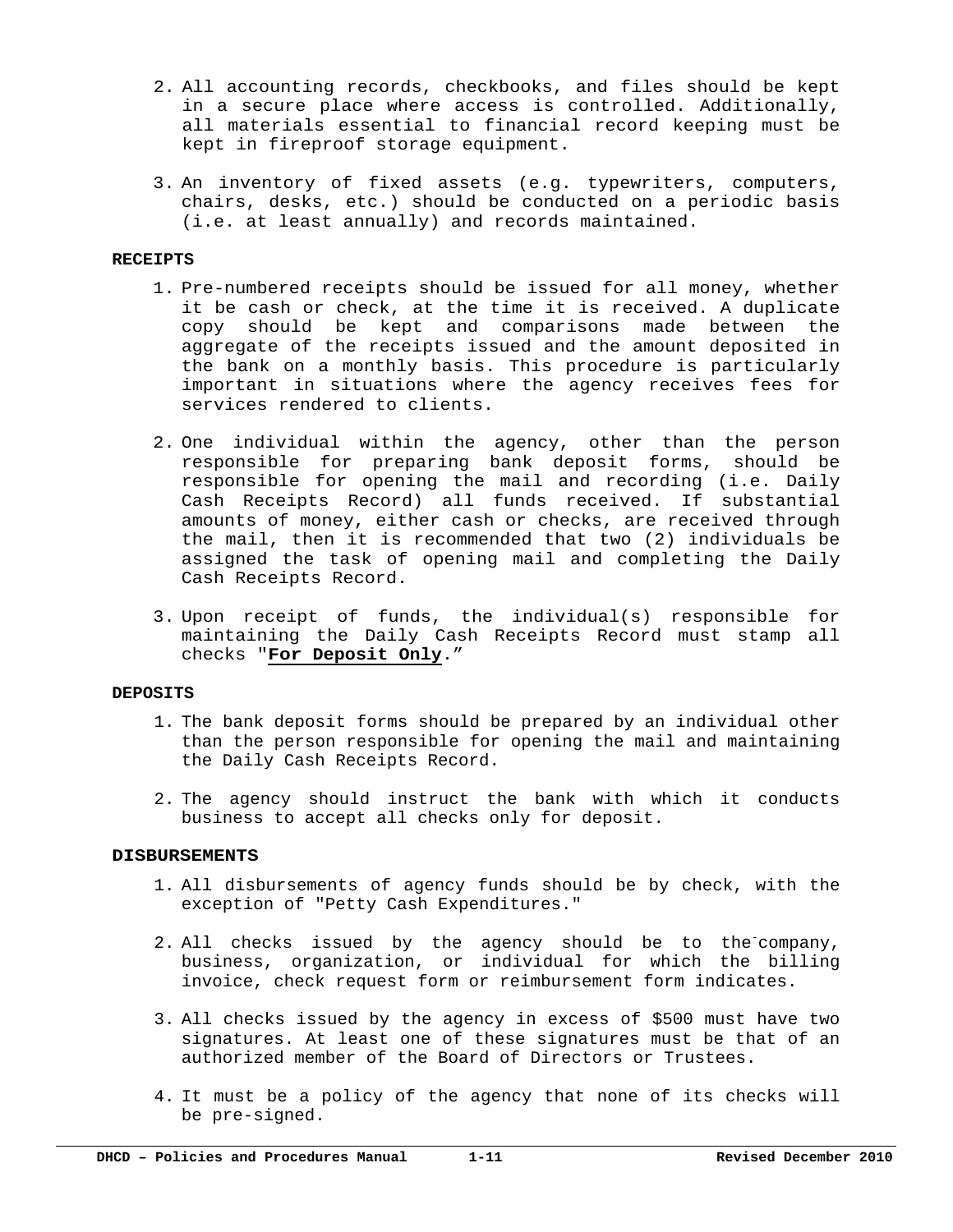2. All accounting records, checkbooks, and files should be kept in a secure place where access is controlled. Additionally, all materials essential to financial record keeping must be kept in fireproof storage equipment.

3. An inventory of fixed assets (e.g. typewriters, computers, chairs, desks, etc.) should be conducted on a periodic basis (i.e. at least annually) and records maintained.

**RECEIPTS**

1. Pre-numbered receipts should be issued for all money, whether it be cash or check, at the time it is received. A duplicate copy should be kept and comparisons made between the aggregate of the receipts issued and the amount deposited in the bank on a monthly basis. This procedure is particularly important in situations where the agency receives fees for services rendered to clients.

2. One individual within the agency, other than the person responsible for preparing bank deposit forms, should be responsible for opening the mail and recording (i.e. Daily Cash Receipts Record) all funds received. If substantial amounts of money, either cash or checks, are received through the mail, then it is recommended that two (2) individuals be assigned the task of opening mail and completing the Daily Cash Receipts Record.

3. Upon receipt of funds, the individual(s) responsible for maintaining the Daily Cash Receipts Record must stamp all checks "**For Deposit Only**."

**DEPOSITS**

1. The bank deposit forms should be prepared by an individual other than the person responsible for opening the mail and maintaining the Daily Cash Receipts Record.

2. The agency should instruct the bank with which it conducts business to accept all checks only for deposit.

**DISBURSEMENTS**

1. All disbursements of agency funds should be by check, with the exception of "Petty Cash Expenditures."

2. All checks issued by the agency should be to the company, business, organization, or individual for which the billing invoice, check request form or reimbursement form indicates.

3. All checks issued by the agency in excess of $500 must have two signatures. At least one of these signatures must be that of an authorized member of the Board of Directors or Trustees.

4. It must be a policy of the agency that none of its checks will be pre-signed.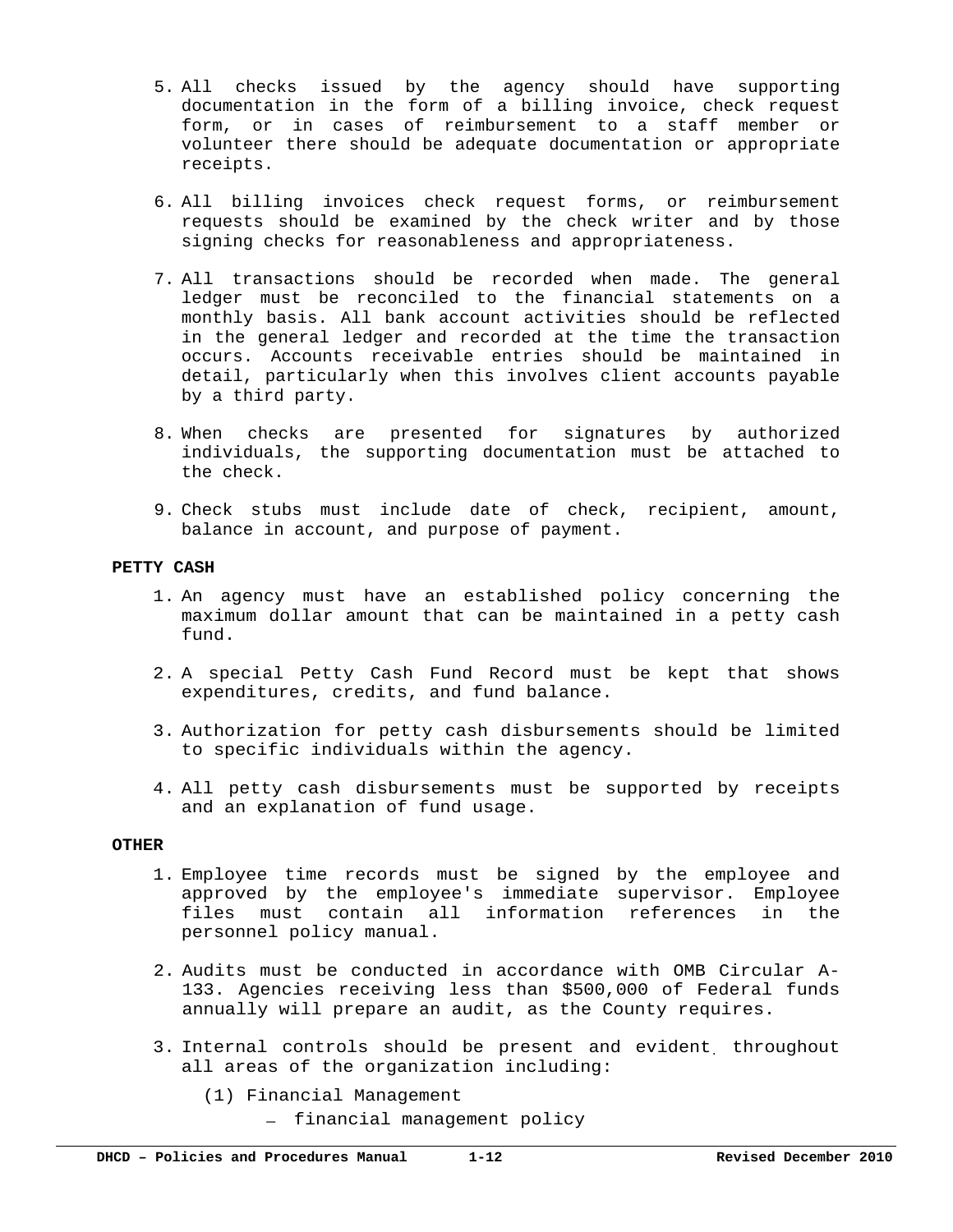5. All checks issued by the agency should have supporting documentation in the form of a billing invoice, check request form, or in cases of reimbursement to a staff member or volunteer there should be adequate documentation or appropriate receipts.

6. All billing invoices check request forms, or reimbursement requests should be examined by the check writer and by those signing checks for reasonableness and appropriateness.

7. All transactions should be recorded when made. The general ledger must be reconciled to the financial statements on a monthly basis. All bank account activities should be reflected in the general ledger and recorded at the time the transaction occurs. Accounts receivable entries should be maintained in detail, particularly when this involves client accounts payable by a third party.

8. When checks are presented for signatures by authorized individuals, the supporting documentation must be attached to the check.

9. Check stubs must include date of check, recipient, amount, balance in account, and purpose of payment.

**PETTY CASH**

1. An agency must have an established policy concerning the maximum dollar amount that can be maintained in a petty cash fund.

2. A special Petty Cash Fund Record must be kept that shows expenditures, credits, and fund balance.

3. Authorization for petty cash disbursements should be limited to specific individuals within the agency.

4. All petty cash disbursements must be supported by receipts and an explanation of fund usage.

**OTHER**

1. Employee time records must be signed by the employee and approved by the employee's immediate supervisor. Employee files must contain all information references in the personnel policy manual.

2. Audits must be conducted in accordance with OMB Circular A-133. Agencies receiving less than $500,000 of Federal funds annually will prepare an audit, as the County requires.

3. Internal controls should be present and evident throughout all areas of the organization including:

   (1) Financial Management

   - financial management policy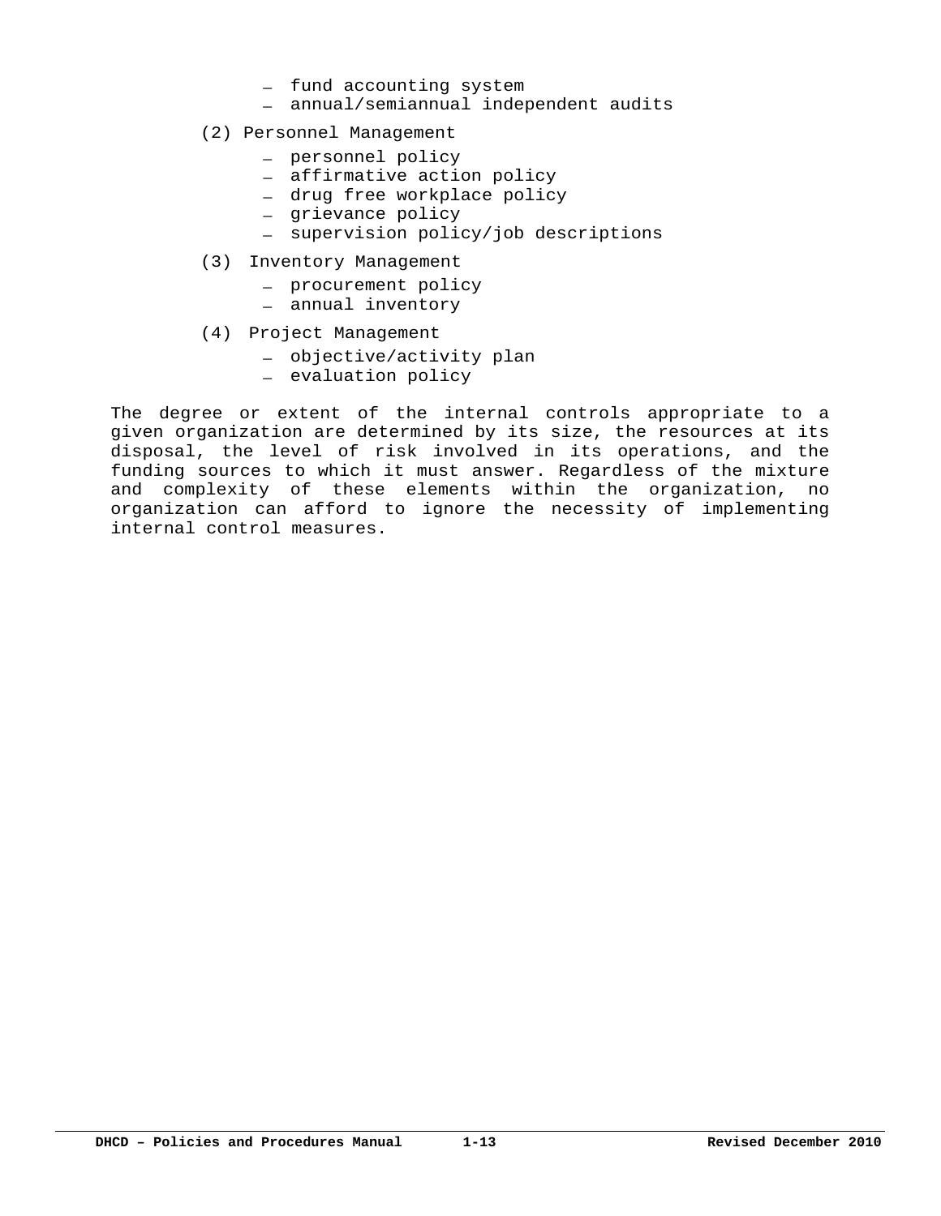- fund accounting system
- annual/semiannual independent audits

(2) Personnel Management

- personnel policy
- affirmative action policy
- drug free workplace policy
- grievance policy
- supervision policy/job descriptions

(3) Inventory Management

- procurement policy
- annual inventory

(4) Project Management

- objective/activity plan
- evaluation policy

The degree or extent of the internal controls appropriate to a given organization are determined by its size, the resources at its disposal, the level of risk involved in its operations, and the funding sources to which it must answer. Regardless of the mixture and complexity of these elements within the organization, no organization can afford to ignore the necessity of implementing internal control measures.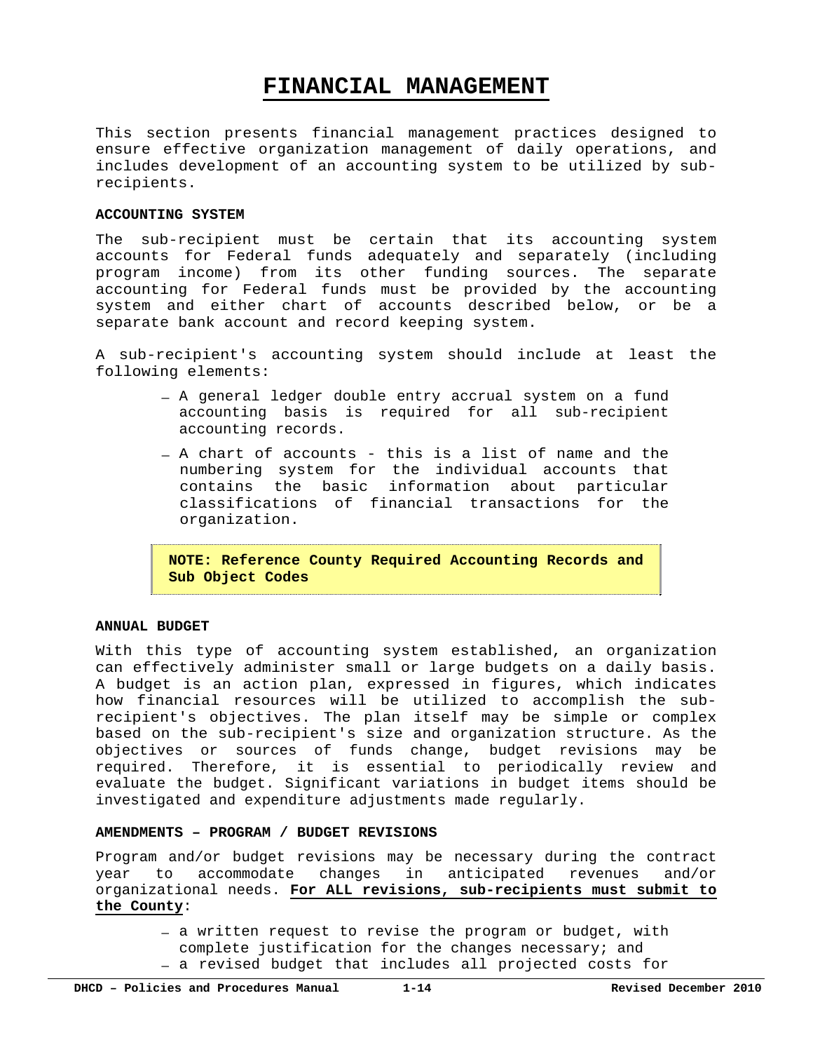# FINANCIAL MANAGEMENT

This section presents financial management practices designed to ensure effective organization management of daily operations, and includes development of an accounting system to be utilized by sub-recipients.

**ACCOUNTING SYSTEM**

The sub-recipient must be certain that its accounting system accounts for Federal funds adequately and separately (including program income) from its other funding sources. The separate accounting for Federal funds must be provided by the accounting system and either chart of accounts described below, or be a separate bank account and record keeping system.

A sub-recipient's accounting system should include at least the following elements:

- A general ledger double entry accrual system on a fund accounting basis is required for all sub-recipient accounting records.
- A chart of accounts - this is a list of name and the numbering system for the individual accounts that contains the basic information about particular classifications of financial transactions for the organization.

> **NOTE: Reference County Required Accounting Records and Sub Object Codes**

**ANNUAL BUDGET**

With this type of accounting system established, an organization can effectively administer small or large budgets on a daily basis. A budget is an action plan, expressed in figures, which indicates how financial resources will be utilized to accomplish the sub-recipient's objectives. The plan itself may be simple or complex based on the sub-recipient's size and organization structure. As the objectives or sources of funds change, budget revisions may be required. Therefore, it is essential to periodically review and evaluate the budget. Significant variations in budget items should be investigated and expenditure adjustments made regularly.

**AMENDMENTS – PROGRAM / BUDGET REVISIONS**

Program and/or budget revisions may be necessary during the contract year to accommodate changes in anticipated revenues and/or organizational needs. **For ALL revisions, sub-recipients must submit to the County**:

- a written request to revise the program or budget, with complete justification for the changes necessary; and
- a revised budget that includes all projected costs for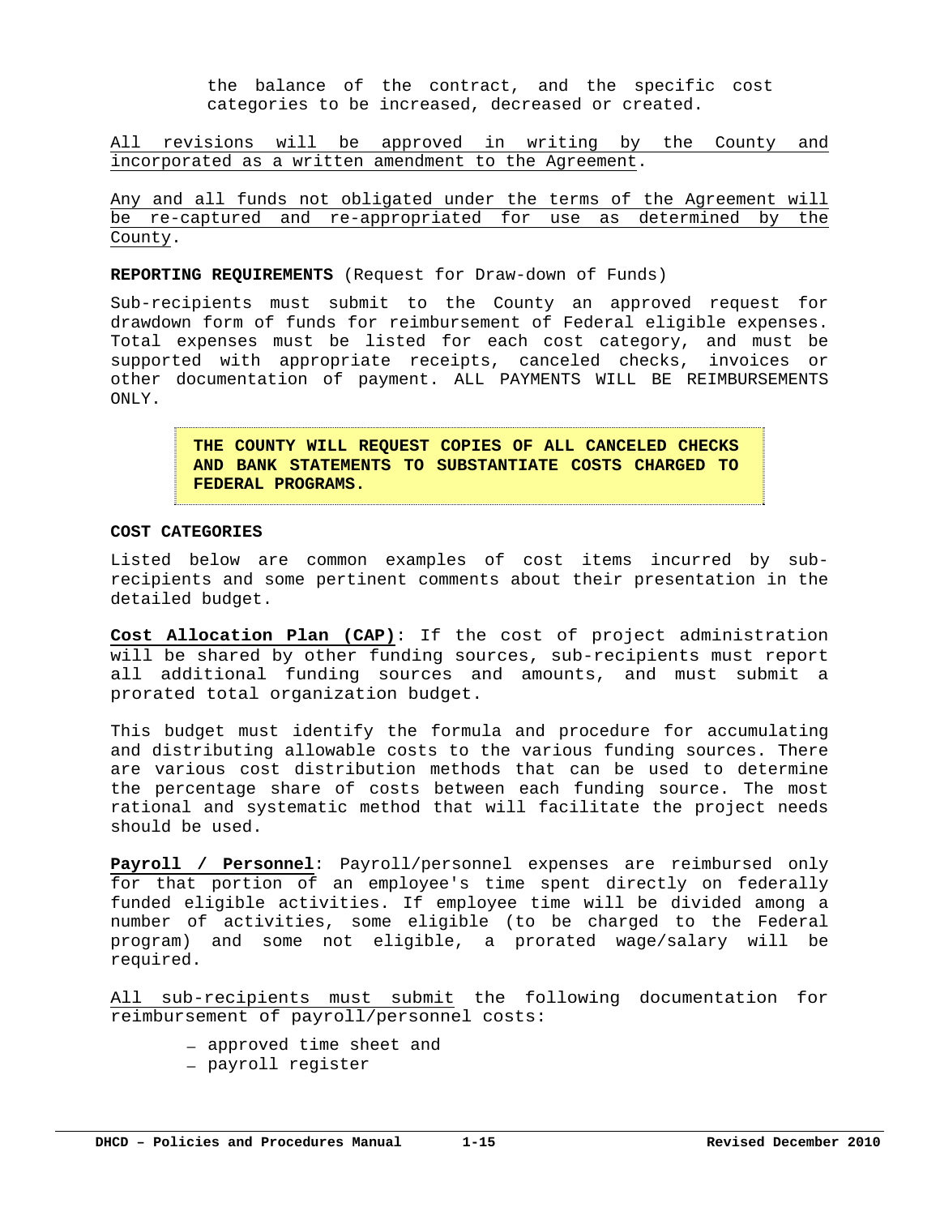the balance of the contract, and the specific cost categories to be increased, decreased or created.

All revisions will be approved in writing by the County and incorporated as a written amendment to the Agreement.

Any and all funds not obligated under the terms of the Agreement will be re-captured and re-appropriated for use as determined by the County.

**REPORTING REQUIREMENTS** (Request for Draw-down of Funds)

Sub-recipients must submit to the County an approved request for drawdown form of funds for reimbursement of Federal eligible expenses. Total expenses must be listed for each cost category, and must be supported with appropriate receipts, canceled checks, invoices or other documentation of payment. ALL PAYMENTS WILL BE REIMBURSEMENTS ONLY.

> **THE COUNTY WILL REQUEST COPIES OF ALL CANCELED CHECKS AND BANK STATEMENTS TO SUBSTANTIATE COSTS CHARGED TO FEDERAL PROGRAMS.**

**COST CATEGORIES**

Listed below are common examples of cost items incurred by sub-recipients and some pertinent comments about their presentation in the detailed budget.

**Cost Allocation Plan (CAP)**: If the cost of project administration will be shared by other funding sources, sub-recipients must report all additional funding sources and amounts, and must submit a prorated total organization budget.

This budget must identify the formula and procedure for accumulating and distributing allowable costs to the various funding sources. There are various cost distribution methods that can be used to determine the percentage share of costs between each funding source. The most rational and systematic method that will facilitate the project needs should be used.

**Payroll / Personnel**: Payroll/personnel expenses are reimbursed only for that portion of an employee's time spent directly on federally funded eligible activities. If employee time will be divided among a number of activities, some eligible (to be charged to the Federal program) and some not eligible, a prorated wage/salary will be required.

All sub-recipients must submit the following documentation for reimbursement of payroll/personnel costs:

- approved time sheet and
- payroll register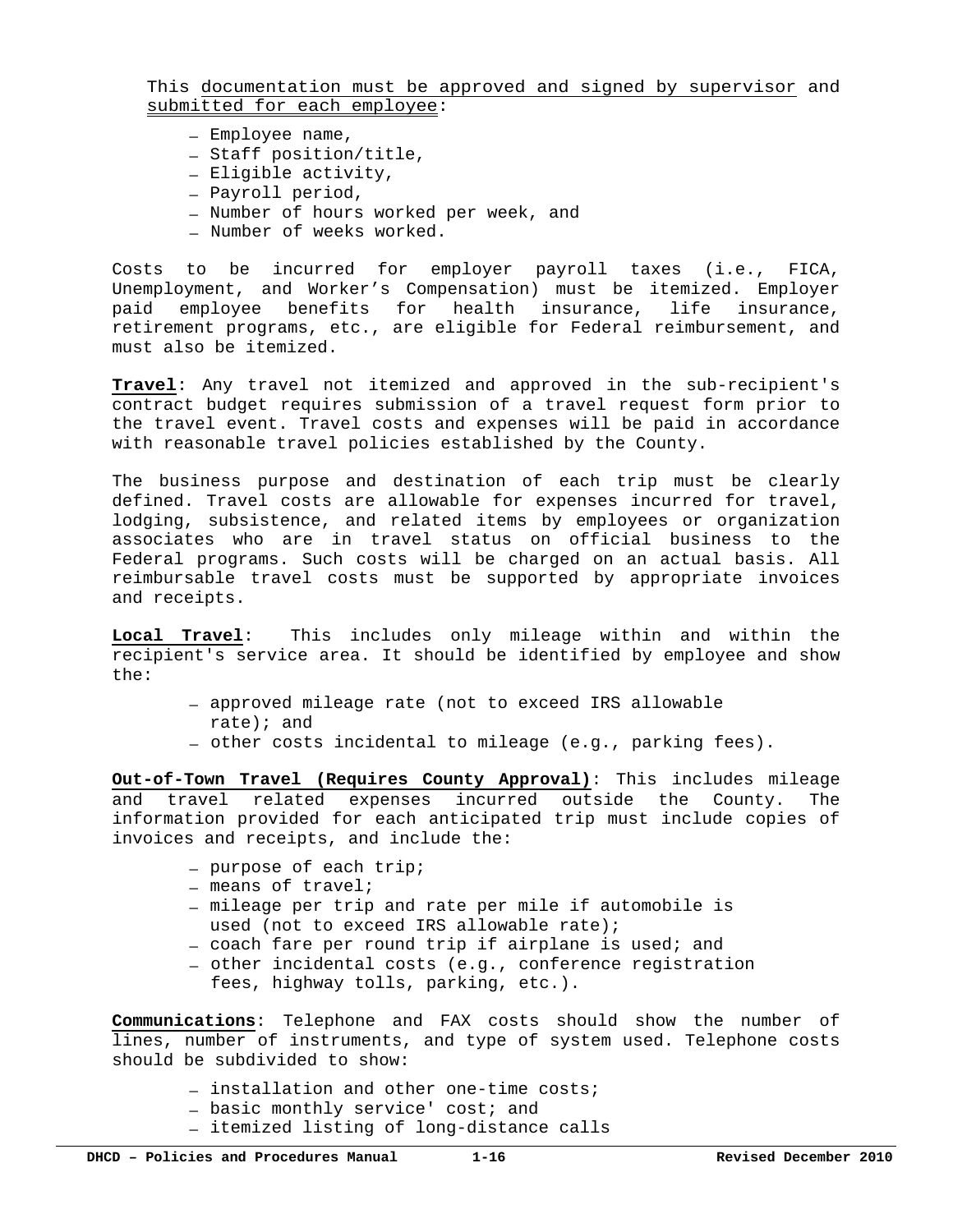This documentation must be approved and signed by supervisor and submitted for each employee:

- Employee name,
- Staff position/title,
- Eligible activity,
- Payroll period,
- Number of hours worked per week, and
- Number of weeks worked.

Costs to be incurred for employer payroll taxes (i.e., FICA, Unemployment, and Worker's Compensation) must be itemized. Employer paid employee benefits for health insurance, life insurance, retirement programs, etc., are eligible for Federal reimbursement, and must also be itemized.

**Travel**: Any travel not itemized and approved in the sub-recipient's contract budget requires submission of a travel request form prior to the travel event. Travel costs and expenses will be paid in accordance with reasonable travel policies established by the County.

The business purpose and destination of each trip must be clearly defined. Travel costs are allowable for expenses incurred for travel, lodging, subsistence, and related items by employees or organization associates who are in travel status on official business to the Federal programs. Such costs will be charged on an actual basis. All reimbursable travel costs must be supported by appropriate invoices and receipts.

**Local Travel**: This includes only mileage within and within the recipient's service area. It should be identified by employee and show the:

- approved mileage rate (not to exceed IRS allowable rate); and
- other costs incidental to mileage (e.g., parking fees).

**Out-of-Town Travel (Requires County Approval)**: This includes mileage and travel related expenses incurred outside the County. The information provided for each anticipated trip must include copies of invoices and receipts, and include the:

- purpose of each trip;
- means of travel;
- mileage per trip and rate per mile if automobile is used (not to exceed IRS allowable rate);
- coach fare per round trip if airplane is used; and
- other incidental costs (e.g., conference registration fees, highway tolls, parking, etc.).

**Communications**: Telephone and FAX costs should show the number of lines, number of instruments, and type of system used. Telephone costs should be subdivided to show:

- installation and other one-time costs;
- basic monthly service' cost; and
- itemized listing of long-distance calls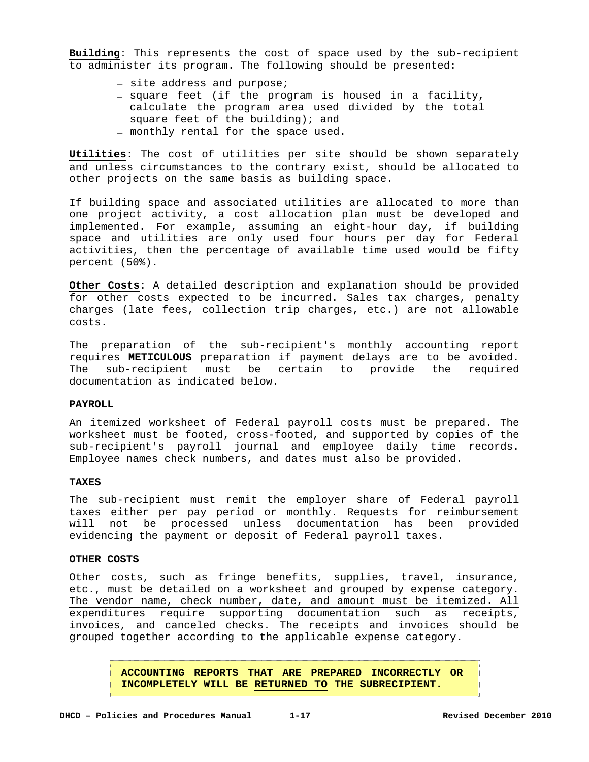**Building**: This represents the cost of space used by the sub-recipient to administer its program. The following should be presented:

- site address and purpose;
- square feet (if the program is housed in a facility, calculate the program area used divided by the total square feet of the building); and
- monthly rental for the space used.

**Utilities**: The cost of utilities per site should be shown separately and unless circumstances to the contrary exist, should be allocated to other projects on the same basis as building space.

If building space and associated utilities are allocated to more than one project activity, a cost allocation plan must be developed and implemented. For example, assuming an eight-hour day, if building space and utilities are only used four hours per day for Federal activities, then the percentage of available time used would be fifty percent (50%).

**Other Costs**: A detailed description and explanation should be provided for other costs expected to be incurred. Sales tax charges, penalty charges (late fees, collection trip charges, etc.) are not allowable costs.

The preparation of the sub-recipient's monthly accounting report requires **METICULOUS** preparation if payment delays are to be avoided. The sub-recipient must be certain to provide the required documentation as indicated below.

**PAYROLL**

An itemized worksheet of Federal payroll costs must be prepared. The worksheet must be footed, cross-footed, and supported by copies of the sub-recipient's payroll journal and employee daily time records. Employee names check numbers, and dates must also be provided.

**TAXES**

The sub-recipient must remit the employer share of Federal payroll taxes either per pay period or monthly. Requests for reimbursement will not be processed unless documentation has been provided evidencing the payment or deposit of Federal payroll taxes.

**OTHER COSTS**

Other costs, such as fringe benefits, supplies, travel, insurance, etc., must be detailed on a worksheet and grouped by expense category. The vendor name, check number, date, and amount must be itemized. All expenditures require supporting documentation such as receipts, invoices, and canceled checks. The receipts and invoices should be grouped together according to the applicable expense category.

**ACCOUNTING REPORTS THAT ARE PREPARED INCORRECTLY OR INCOMPLETELY WILL BE RETURNED TO THE SUBRECIPIENT.**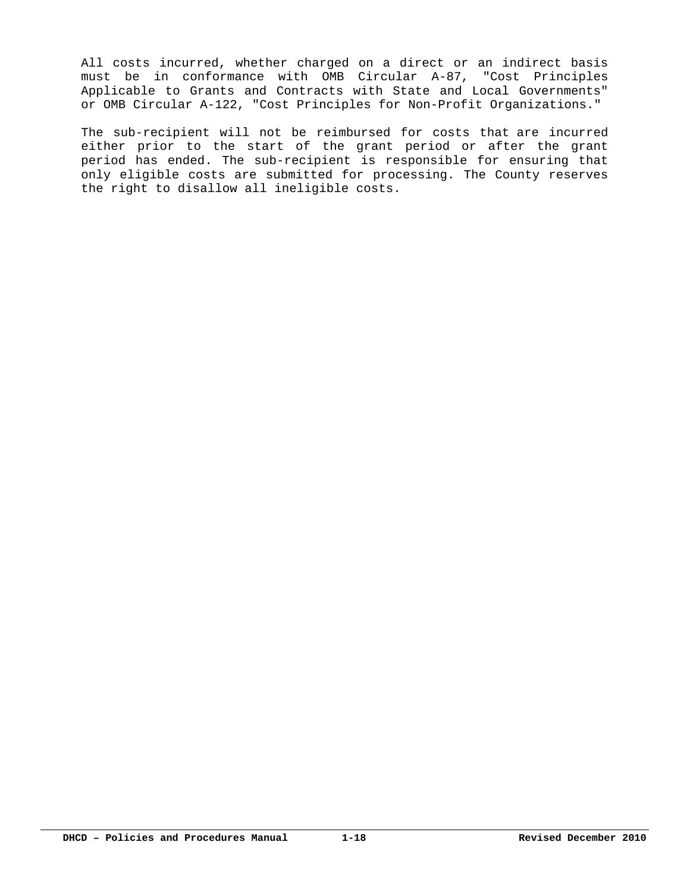All costs incurred, whether charged on a direct or an indirect basis must be in conformance with OMB Circular A-87, "Cost Principles Applicable to Grants and Contracts with State and Local Governments" or OMB Circular A-122, "Cost Principles for Non-Profit Organizations."

The sub-recipient will not be reimbursed for costs that are incurred either prior to the start of the grant period or after the grant period has ended. The sub-recipient is responsible for ensuring that only eligible costs are submitted for processing. The County reserves the right to disallow all ineligible costs.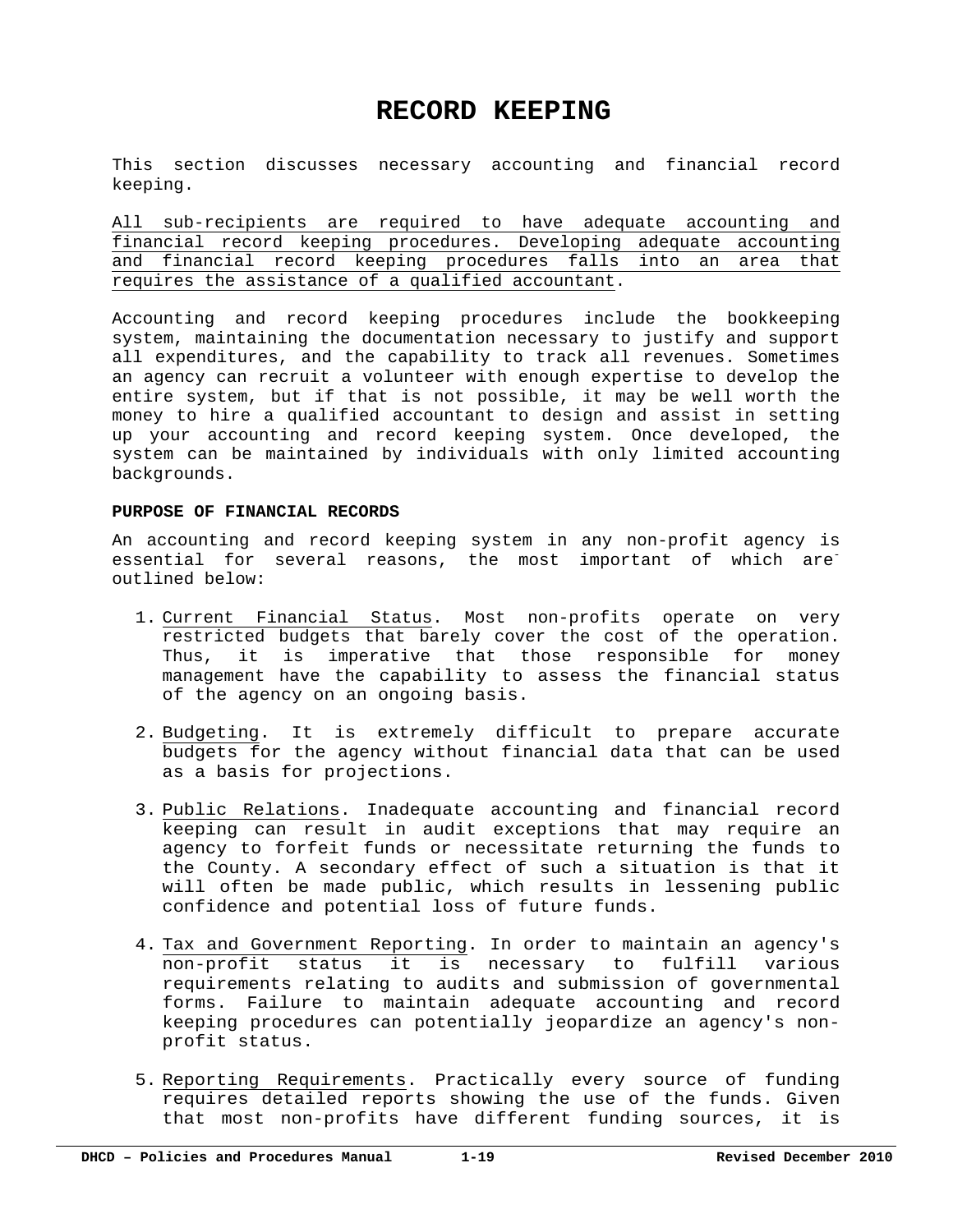# RECORD KEEPING

This section discusses necessary accounting and financial record keeping.

<u>All sub-recipients are required to have adequate accounting and financial record keeping procedures. Developing adequate accounting and financial record keeping procedures falls into an area that requires the assistance of a qualified accountant</u>.

Accounting and record keeping procedures include the bookkeeping system, maintaining the documentation necessary to justify and support all expenditures, and the capability to track all revenues. Sometimes an agency can recruit a volunteer with enough expertise to develop the entire system, but if that is not possible, it may be well worth the money to hire a qualified accountant to design and assist in setting up your accounting and record keeping system. Once developed, the system can be maintained by individuals with only limited accounting backgrounds.

**PURPOSE OF FINANCIAL RECORDS**

An accounting and record keeping system in any non-profit agency is essential for several reasons, the most important of which are outlined below:

1. <u>Current Financial Status</u>. Most non-profits operate on very restricted budgets that barely cover the cost of the operation. Thus, it is imperative that those responsible for money management have the capability to assess the financial status of the agency on an ongoing basis.

2. <u>Budgeting</u>. It is extremely difficult to prepare accurate budgets for the agency without financial data that can be used as a basis for projections.

3. <u>Public Relations</u>. Inadequate accounting and financial record keeping can result in audit exceptions that may require an agency to forfeit funds or necessitate returning the funds to the County. A secondary effect of such a situation is that it will often be made public, which results in lessening public confidence and potential loss of future funds.

4. <u>Tax and Government Reporting</u>. In order to maintain an agency's non-profit status it is necessary to fulfill various requirements relating to audits and submission of governmental forms. Failure to maintain adequate accounting and record keeping procedures can potentially jeopardize an agency's non-profit status.

5. <u>Reporting Requirements</u>. Practically every source of funding requires detailed reports showing the use of the funds. Given that most non-profits have different funding sources, it is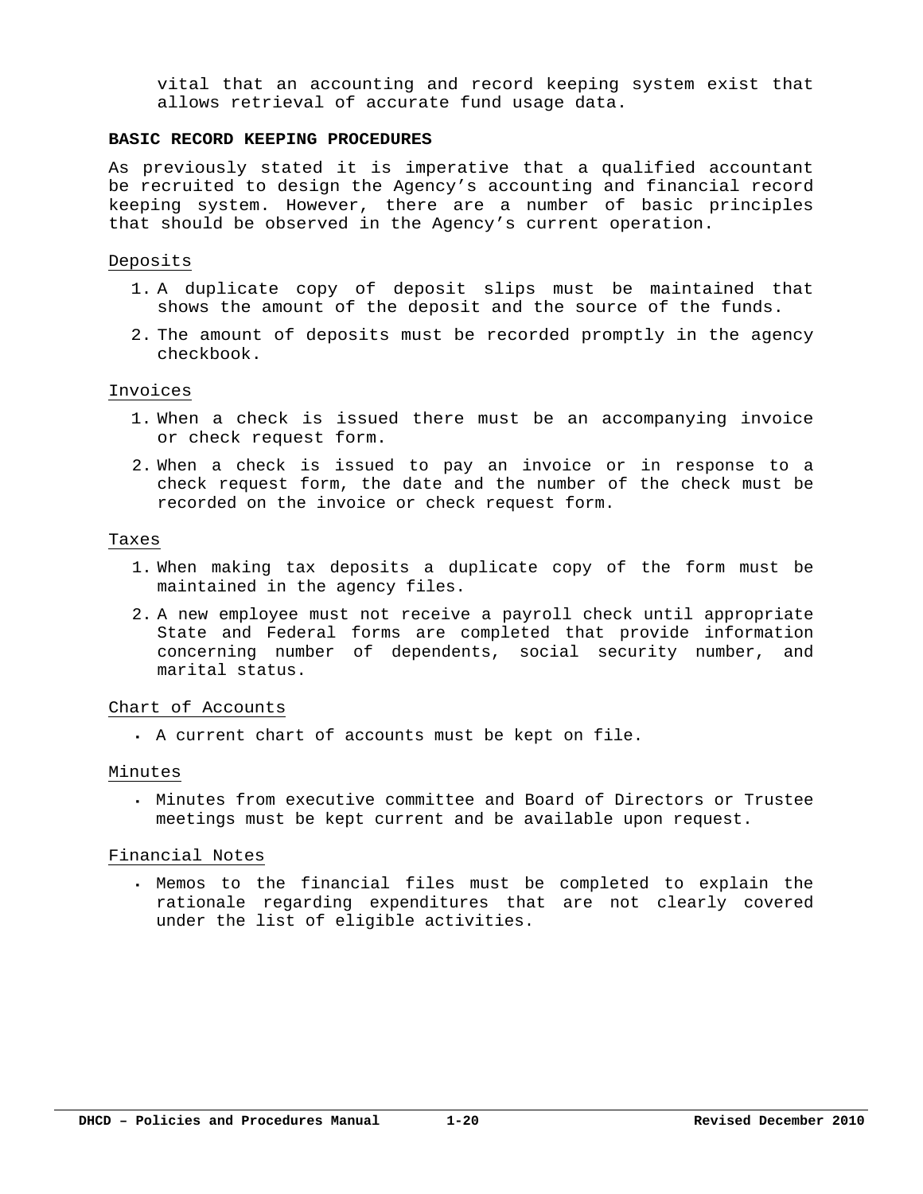vital that an accounting and record keeping system exist that allows retrieval of accurate fund usage data.

**BASIC RECORD KEEPING PROCEDURES**

As previously stated it is imperative that a qualified accountant be recruited to design the Agency's accounting and financial record keeping system. However, there are a number of basic principles that should be observed in the Agency's current operation.

Deposits

1. A duplicate copy of deposit slips must be maintained that shows the amount of the deposit and the source of the funds.
2. The amount of deposits must be recorded promptly in the agency checkbook.

Invoices

1. When a check is issued there must be an accompanying invoice or check request form.
2. When a check is issued to pay an invoice or in response to a check request form, the date and the number of the check must be recorded on the invoice or check request form.

Taxes

1. When making tax deposits a duplicate copy of the form must be maintained in the agency files.
2. A new employee must not receive a payroll check until appropriate State and Federal forms are completed that provide information concerning number of dependents, social security number, and marital status.

Chart of Accounts

- A current chart of accounts must be kept on file.

Minutes

- Minutes from executive committee and Board of Directors or Trustee meetings must be kept current and be available upon request.

Financial Notes

- Memos to the financial files must be completed to explain the rationale regarding expenditures that are not clearly covered under the list of eligible activities.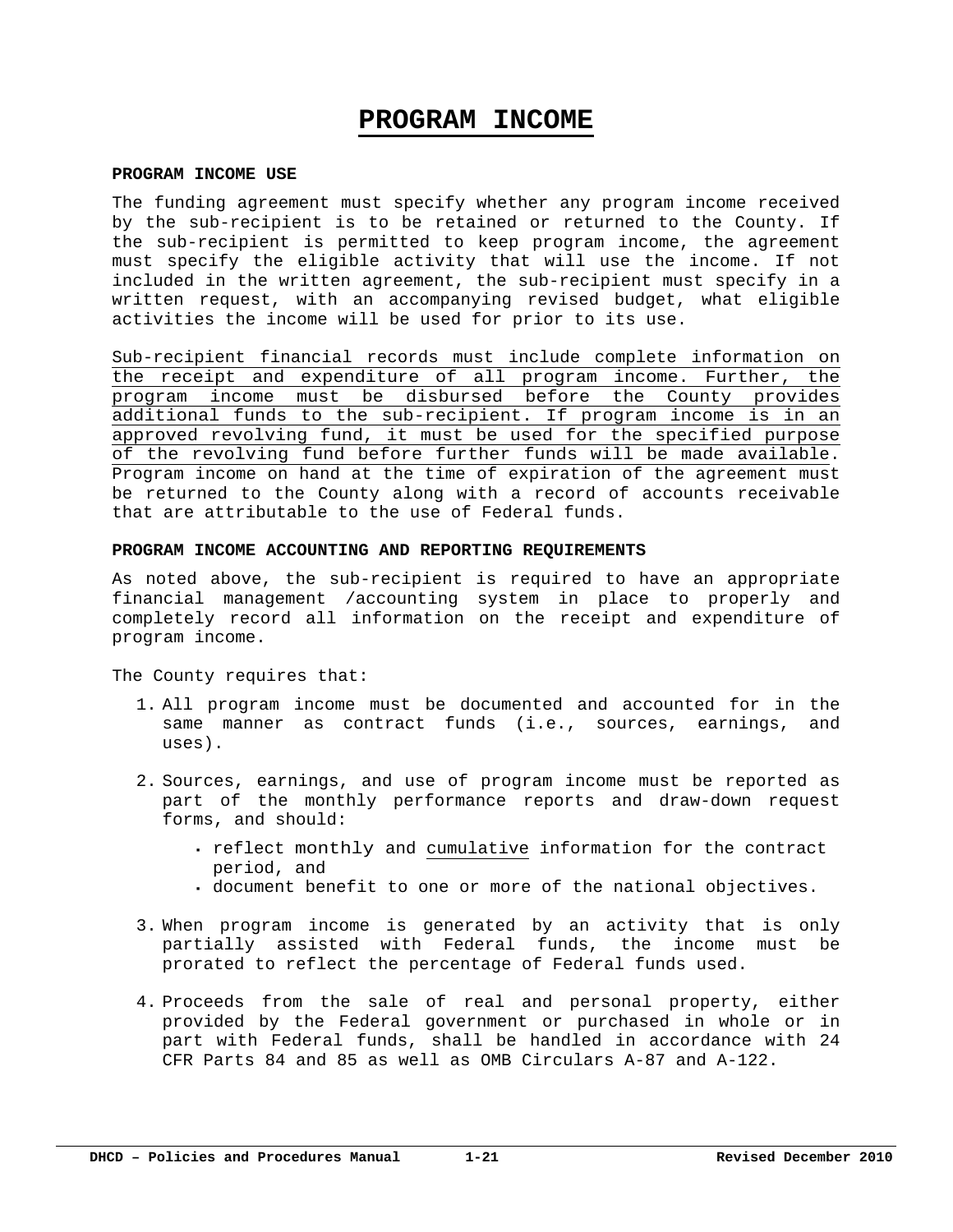# PROGRAM INCOME

### PROGRAM INCOME USE

The funding agreement must specify whether any program income received by the sub-recipient is to be retained or returned to the County. If the sub-recipient is permitted to keep program income, the agreement must specify the eligible activity that will use the income. If not included in the written agreement, the sub-recipient must specify in a written request, with an accompanying revised budget, what eligible activities the income will be used for prior to its use.

<u>Sub-recipient financial records must include complete information on the receipt and expenditure of all program income. Further, the program income must be disbursed before the County provides additional funds to the sub-recipient. If program income is in an approved revolving fund, it must be used for the specified purpose of the revolving fund before further funds will be made available</u>. Program income on hand at the time of expiration of the agreement must be returned to the County along with a record of accounts receivable that are attributable to the use of Federal funds.

### PROGRAM INCOME ACCOUNTING AND REPORTING REQUIREMENTS

As noted above, the sub-recipient is required to have an appropriate financial management /accounting system in place to properly and completely record all information on the receipt and expenditure of program income.

The County requires that:

1. All program income must be documented and accounted for in the same manner as contract funds (i.e., sources, earnings, and uses).

2. Sources, earnings, and use of program income must be reported as part of the monthly performance reports and draw-down request forms, and should:
   - reflect monthly and <u>cumulative</u> information for the contract period, and
   - document benefit to one or more of the national objectives.

3. When program income is generated by an activity that is only partially assisted with Federal funds, the income must be prorated to reflect the percentage of Federal funds used.

4. Proceeds from the sale of real and personal property, either provided by the Federal government or purchased in whole or in part with Federal funds, shall be handled in accordance with 24 CFR Parts 84 and 85 as well as OMB Circulars A-87 and A-122.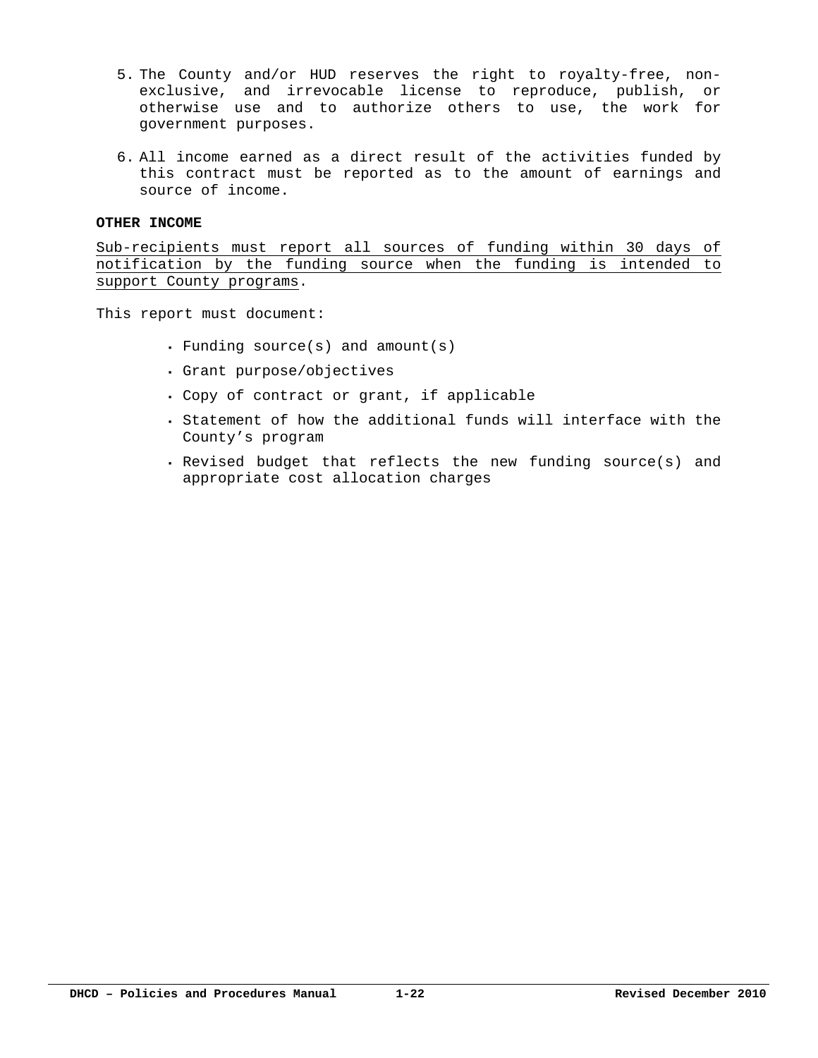5. The County and/or HUD reserves the right to royalty-free, non-exclusive, and irrevocable license to reproduce, publish, or otherwise use and to authorize others to use, the work for government purposes.

6. All income earned as a direct result of the activities funded by this contract must be reported as to the amount of earnings and source of income.

**OTHER INCOME**

<u>Sub-recipients must report all sources of funding within 30 days of notification by the funding source when the funding is intended to support County programs</u>.

This report must document:

- Funding source(s) and amount(s)
- Grant purpose/objectives
- Copy of contract or grant, if applicable
- Statement of how the additional funds will interface with the County's program
- Revised budget that reflects the new funding source(s) and appropriate cost allocation charges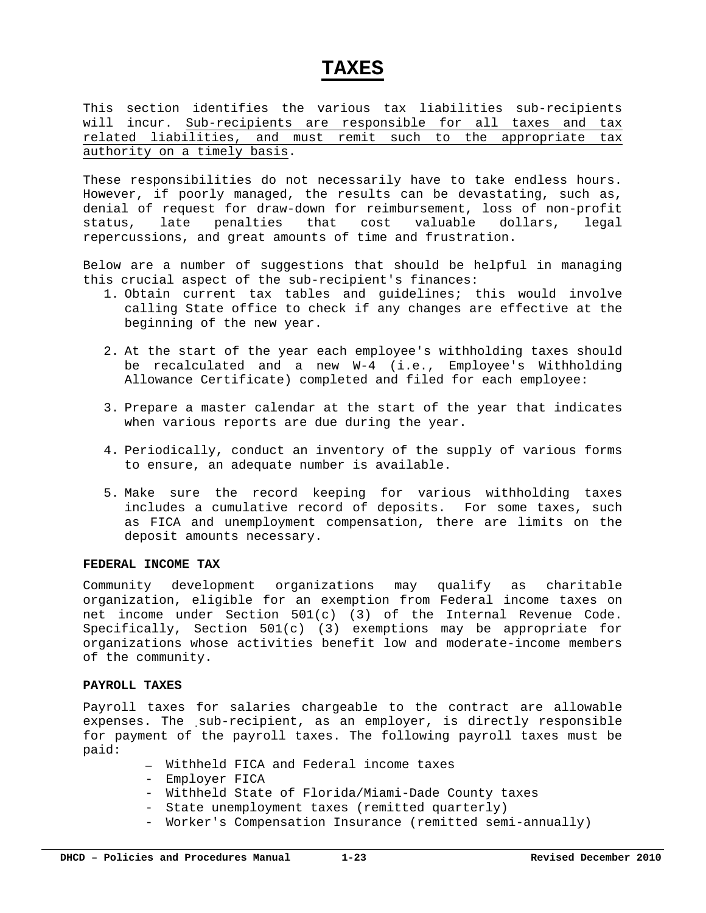# TAXES

This section identifies the various tax liabilities sub-recipients will incur. Sub-recipients are responsible for all taxes and tax related liabilities, and must remit such to the appropriate tax authority on a timely basis.

These responsibilities do not necessarily have to take endless hours. However, if poorly managed, the results can be devastating, such as, denial of request for draw-down for reimbursement, loss of non-profit status, late penalties that cost valuable dollars, legal repercussions, and great amounts of time and frustration.

Below are a number of suggestions that should be helpful in managing this crucial aspect of the sub-recipient's finances:

1. Obtain current tax tables and guidelines; this would involve calling State office to check if any changes are effective at the beginning of the new year.

2. At the start of the year each employee's withholding taxes should be recalculated and a new W-4 (i.e., Employee's Withholding Allowance Certificate) completed and filed for each employee:

3. Prepare a master calendar at the start of the year that indicates when various reports are due during the year.

4. Periodically, conduct an inventory of the supply of various forms to ensure, an adequate number is available.

5. Make sure the record keeping for various withholding taxes includes a cumulative record of deposits. For some taxes, such as FICA and unemployment compensation, there are limits on the deposit amounts necessary.

**FEDERAL INCOME TAX**

Community development organizations may qualify as charitable organization, eligible for an exemption from Federal income taxes on net income under Section 501(c) (3) of the Internal Revenue Code. Specifically, Section 501(c) (3) exemptions may be appropriate for organizations whose activities benefit low and moderate-income members of the community.

**PAYROLL TAXES**

Payroll taxes for salaries chargeable to the contract are allowable expenses. The sub-recipient, as an employer, is directly responsible for payment of the payroll taxes. The following payroll taxes must be paid:

- Withheld FICA and Federal income taxes
- Employer FICA
- Withheld State of Florida/Miami-Dade County taxes
- State unemployment taxes (remitted quarterly)
- Worker's Compensation Insurance (remitted semi-annually)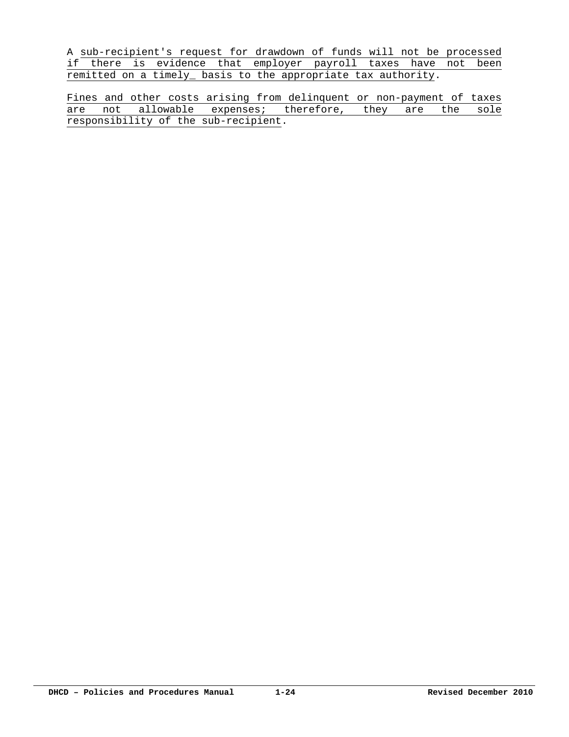A sub-recipient's request for drawdown of funds will not be processed if there is evidence that employer payroll taxes have not been remitted on a timely_ basis to the appropriate tax authority.

Fines and other costs arising from delinquent or non-payment of taxes are not allowable expenses; therefore, they are the sole responsibility of the sub-recipient.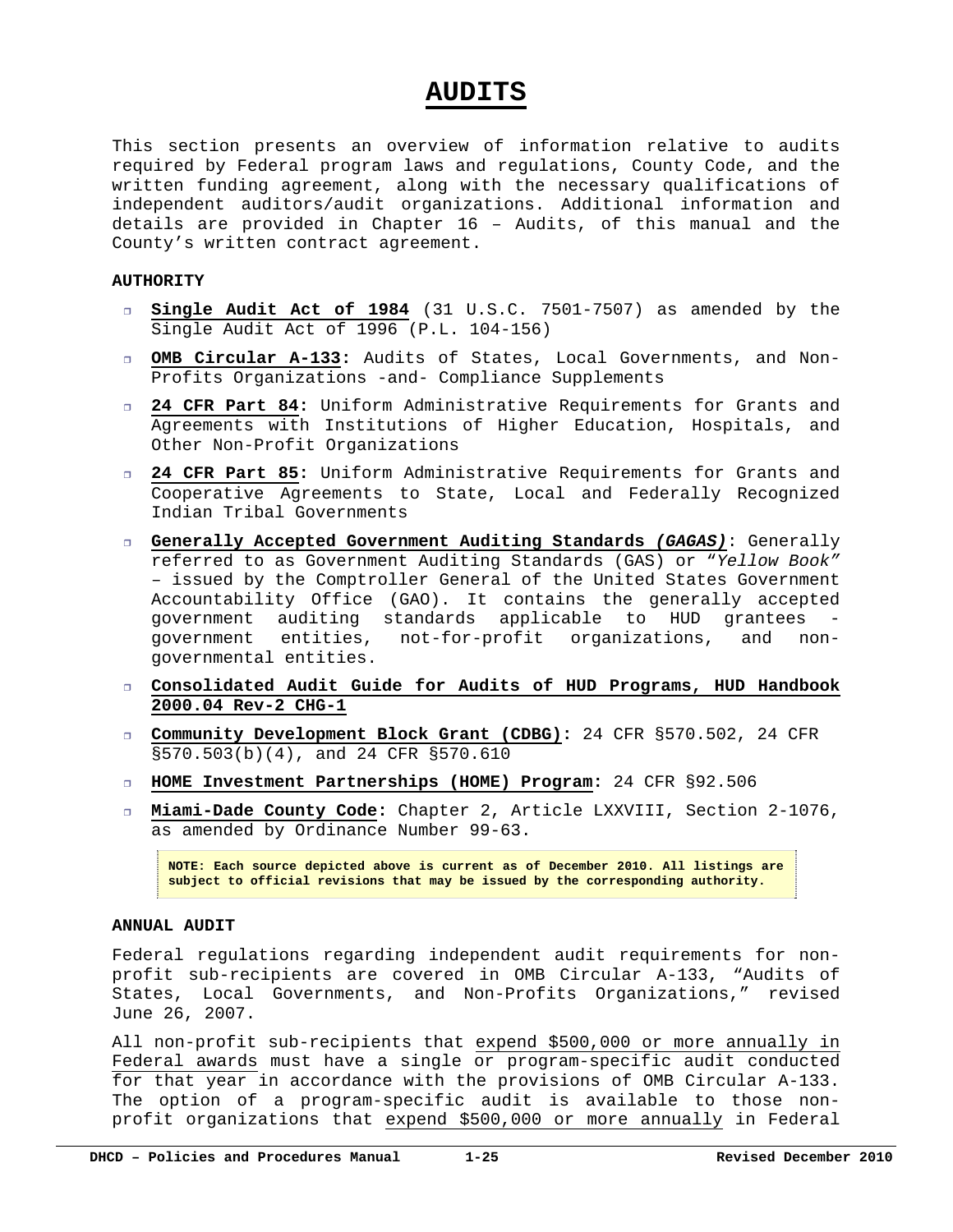# AUDITS

This section presents an overview of information relative to audits required by Federal program laws and regulations, County Code, and the written funding agreement, along with the necessary qualifications of independent auditors/audit organizations. Additional information and details are provided in Chapter 16 – Audits, of this manual and the County's written contract agreement.

**AUTHORITY**

- **Single Audit Act of 1984** (31 U.S.C. 7501-7507) as amended by the Single Audit Act of 1996 (P.L. 104-156)
- **OMB Circular A-133:** Audits of States, Local Governments, and Non-Profits Organizations -and- Compliance Supplements
- **24 CFR Part 84:** Uniform Administrative Requirements for Grants and Agreements with Institutions of Higher Education, Hospitals, and Other Non-Profit Organizations
- **24 CFR Part 85:** Uniform Administrative Requirements for Grants and Cooperative Agreements to State, Local and Federally Recognized Indian Tribal Governments
- **Generally Accepted Government Auditing Standards *(GAGAS)*:** Generally referred to as Government Auditing Standards (GAS) or "*Yellow Book"* – issued by the Comptroller General of the United States Government Accountability Office (GAO). It contains the generally accepted government auditing standards applicable to HUD grantees - government entities, not-for-profit organizations, and non-governmental entities.
- **Consolidated Audit Guide for Audits of HUD Programs, HUD Handbook 2000.04 Rev-2 CHG-1**
- **Community Development Block Grant (CDBG):** 24 CFR §570.502, 24 CFR §570.503(b)(4), and 24 CFR §570.610
- **HOME Investment Partnerships (HOME) Program:** 24 CFR §92.506
- **Miami-Dade County Code:** Chapter 2, Article LXXVIII, Section 2-1076, as amended by Ordinance Number 99-63.

> **NOTE: Each source depicted above is current as of December 2010. All listings are subject to official revisions that may be issued by the corresponding authority.**

**ANNUAL AUDIT**

Federal regulations regarding independent audit requirements for non-profit sub-recipients are covered in OMB Circular A-133, "Audits of States, Local Governments, and Non-Profits Organizations," revised June 26, 2007.

All non-profit sub-recipients that expend $500,000 or more annually in Federal awards must have a single or program-specific audit conducted for that year in accordance with the provisions of OMB Circular A-133. The option of a program-specific audit is available to those non-profit organizations that expend $500,000 or more annually in Federal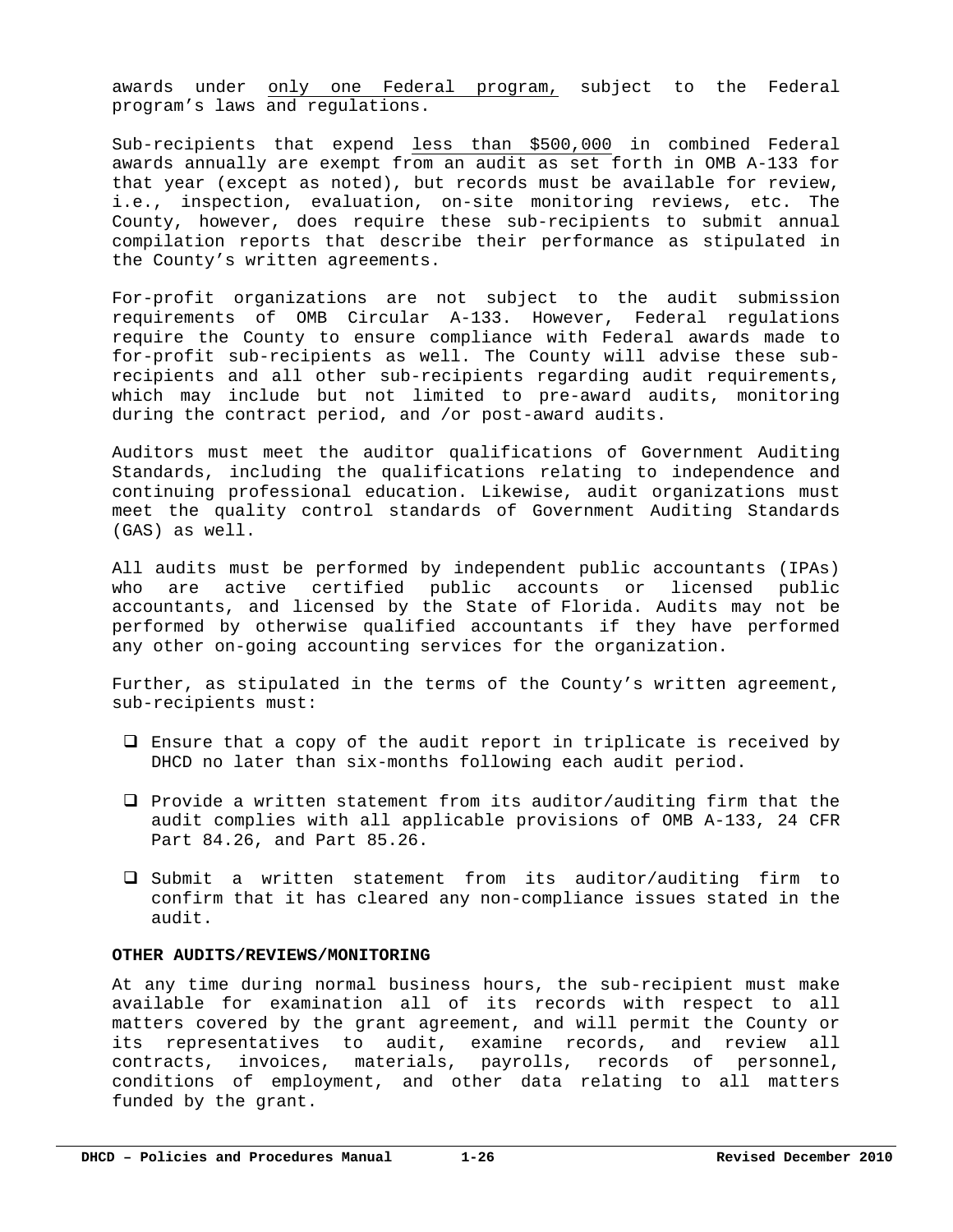awards under <u>only one Federal program,</u> subject to the Federal program's laws and regulations.

Sub-recipients that expend <u>less than $500,000</u> in combined Federal awards annually are exempt from an audit as set forth in OMB A-133 for that year (except as noted), but records must be available for review, i.e., inspection, evaluation, on-site monitoring reviews, etc. The County, however, does require these sub-recipients to submit annual compilation reports that describe their performance as stipulated in the County's written agreements.

For-profit organizations are not subject to the audit submission requirements of OMB Circular A-133. However, Federal regulations require the County to ensure compliance with Federal awards made to for-profit sub-recipients as well. The County will advise these sub-recipients and all other sub-recipients regarding audit requirements, which may include but not limited to pre-award audits, monitoring during the contract period, and /or post-award audits.

Auditors must meet the auditor qualifications of Government Auditing Standards, including the qualifications relating to independence and continuing professional education. Likewise, audit organizations must meet the quality control standards of Government Auditing Standards (GAS) as well.

All audits must be performed by independent public accountants (IPAs) who are active certified public accounts or licensed public accountants, and licensed by the State of Florida. Audits may not be performed by otherwise qualified accountants if they have performed any other on-going accounting services for the organization.

Further, as stipulated in the terms of the County's written agreement, sub-recipients must:

- Ensure that a copy of the audit report in triplicate is received by DHCD no later than six-months following each audit period.
- Provide a written statement from its auditor/auditing firm that the audit complies with all applicable provisions of OMB A-133, 24 CFR Part 84.26, and Part 85.26.
- Submit a written statement from its auditor/auditing firm to confirm that it has cleared any non-compliance issues stated in the audit.

**OTHER AUDITS/REVIEWS/MONITORING**

At any time during normal business hours, the sub-recipient must make available for examination all of its records with respect to all matters covered by the grant agreement, and will permit the County or its representatives to audit, examine records, and review all contracts, invoices, materials, payrolls, records of personnel, conditions of employment, and other data relating to all matters funded by the grant.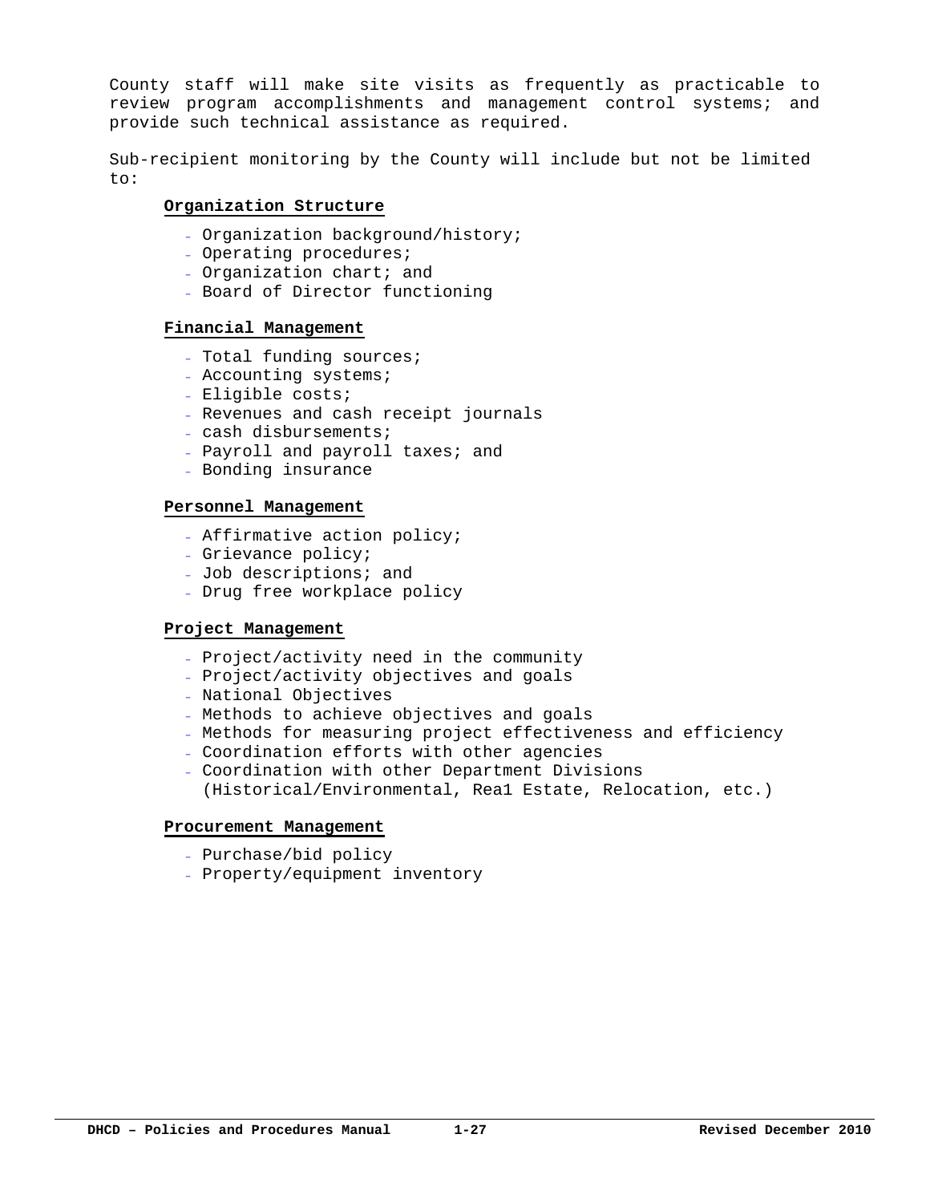County staff will make site visits as frequently as practicable to review program accomplishments and management control systems; and provide such technical assistance as required.

Sub-recipient monitoring by the County will include but not be limited to:

**Organization Structure**

- Organization background/history;
- Operating procedures;
- Organization chart; and
- Board of Director functioning

**Financial Management**

- Total funding sources;
- Accounting systems;
- Eligible costs;
- Revenues and cash receipt journals
- cash disbursements;
- Payroll and payroll taxes; and
- Bonding insurance

**Personnel Management**

- Affirmative action policy;
- Grievance policy;
- Job descriptions; and
- Drug free workplace policy

**Project Management**

- Project/activity need in the community
- Project/activity objectives and goals
- National Objectives
- Methods to achieve objectives and goals
- Methods for measuring project effectiveness and efficiency
- Coordination efforts with other agencies
- Coordination with other Department Divisions (Historical/Environmental, Rea1 Estate, Relocation, etc.)

**Procurement Management**

- Purchase/bid policy
- Property/equipment inventory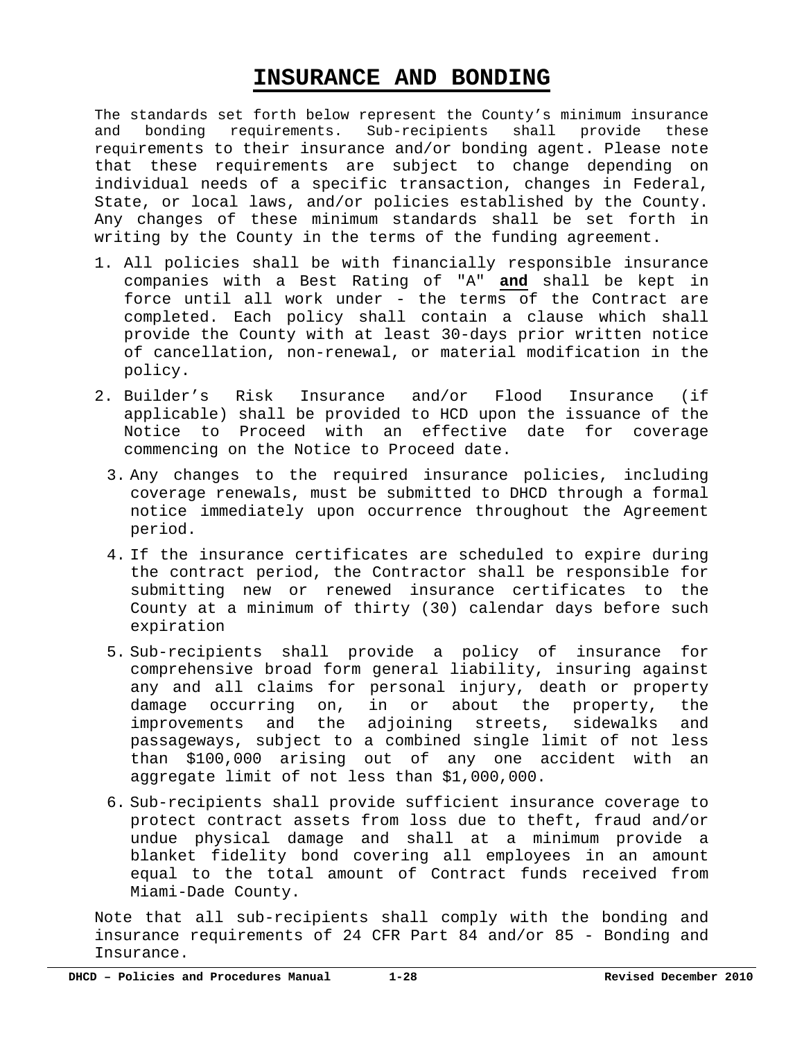# INSURANCE AND BONDING

The standards set forth below represent the County's minimum insurance and bonding requirements. Sub-recipients shall provide these requirements to their insurance and/or bonding agent. Please note that these requirements are subject to change depending on individual needs of a specific transaction, changes in Federal, State, or local laws, and/or policies established by the County. Any changes of these minimum standards shall be set forth in writing by the County in the terms of the funding agreement.

1. All policies shall be with financially responsible insurance companies with a Best Rating of "A" **and** shall be kept in force until all work under - the terms of the Contract are completed. Each policy shall contain a clause which shall provide the County with at least 30-days prior written notice of cancellation, non-renewal, or material modification in the policy.
2. Builder's Risk Insurance and/or Flood Insurance (if applicable) shall be provided to HCD upon the issuance of the Notice to Proceed with an effective date for coverage commencing on the Notice to Proceed date.
3. Any changes to the required insurance policies, including coverage renewals, must be submitted to DHCD through a formal notice immediately upon occurrence throughout the Agreement period.
4. If the insurance certificates are scheduled to expire during the contract period, the Contractor shall be responsible for submitting new or renewed insurance certificates to the County at a minimum of thirty (30) calendar days before such expiration
5. Sub-recipients shall provide a policy of insurance for comprehensive broad form general liability, insuring against any and all claims for personal injury, death or property damage occurring on, in or about the property, the improvements and the adjoining streets, sidewalks and passageways, subject to a combined single limit of not less than $100,000 arising out of any one accident with an aggregate limit of not less than $1,000,000.
6. Sub-recipients shall provide sufficient insurance coverage to protect contract assets from loss due to theft, fraud and/or undue physical damage and shall at a minimum provide a blanket fidelity bond covering all employees in an amount equal to the total amount of Contract funds received from Miami-Dade County.

Note that all sub-recipients shall comply with the bonding and insurance requirements of 24 CFR Part 84 and/or 85 - Bonding and Insurance.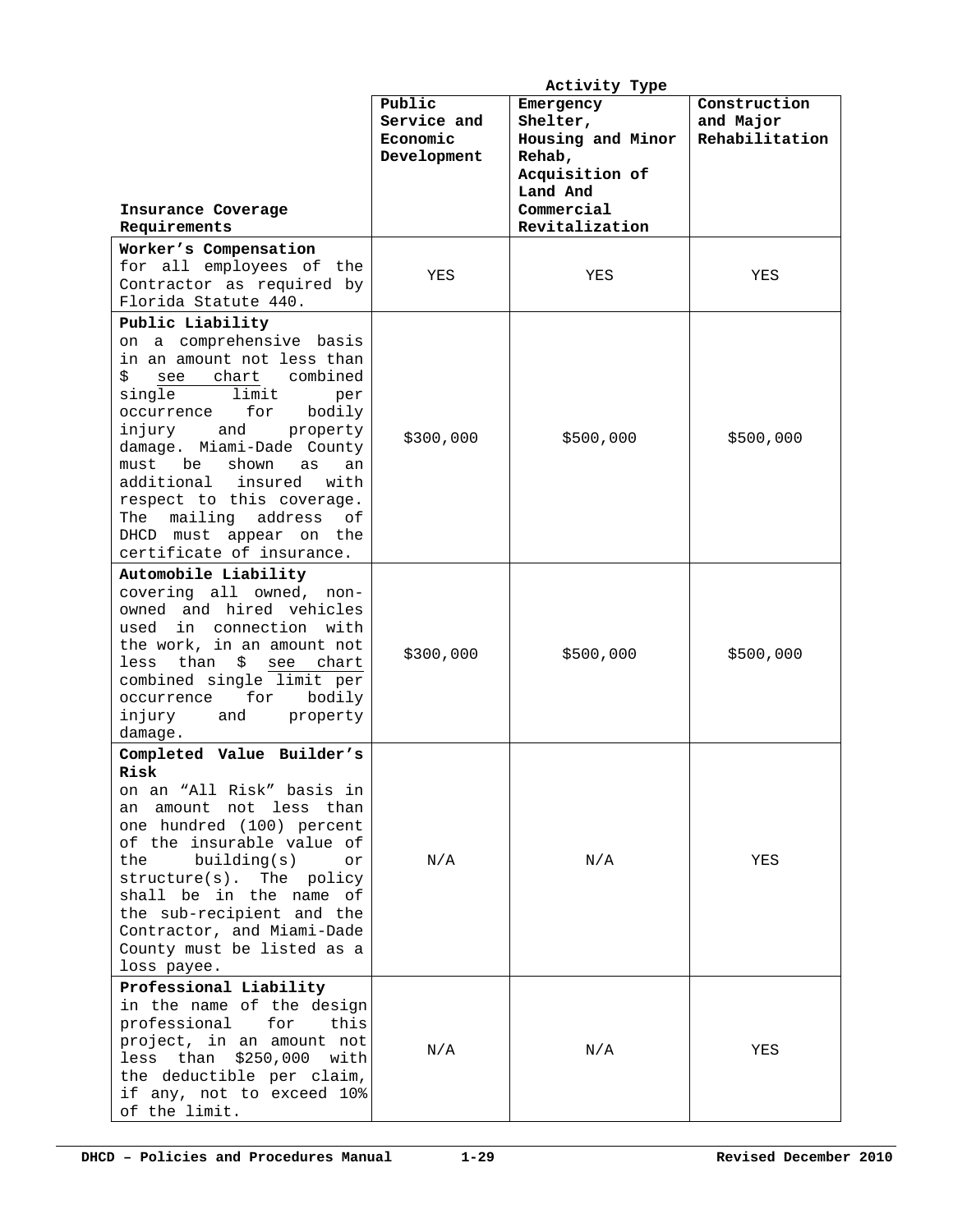| Insurance Coverage Requirements | Activity Type | | |
|---|---|---|---|
| | **Public Service and Economic Development** | **Emergency Shelter, Housing and Minor Rehab, Acquisition of Land And Commercial Revitalization** | **Construction and Major Rehabilitation** |
| **Worker's Compensation** for all employees of the Contractor as required by Florida Statute 440. | YES | YES | YES |
| **Public Liability** on a comprehensive basis in an amount not less than $ see chart combined single limit per occurrence for bodily injury and property damage. Miami-Dade County must be shown as an additional insured with respect to this coverage. The mailing address of DHCD must appear on the certificate of insurance. | $300,000 | $500,000 | $500,000 |
| **Automobile Liability** covering all owned, non-owned and hired vehicles used in connection with the work, in an amount not less than $ see chart combined single limit per occurrence for bodily injury and property damage. | $300,000 | $500,000 | $500,000 |
| **Completed Value Builder's Risk** on an "All Risk" basis in an amount not less than one hundred (100) percent of the insurable value of the building(s) or structure(s). The policy shall be in the name of the sub-recipient and the Contractor, and Miami-Dade County must be listed as a loss payee. | N/A | N/A | YES |
| **Professional Liability** in the name of the design professional for this project, in an amount not less than $250,000 with the deductible per claim, if any, not to exceed 10% of the limit. | N/A | N/A | YES |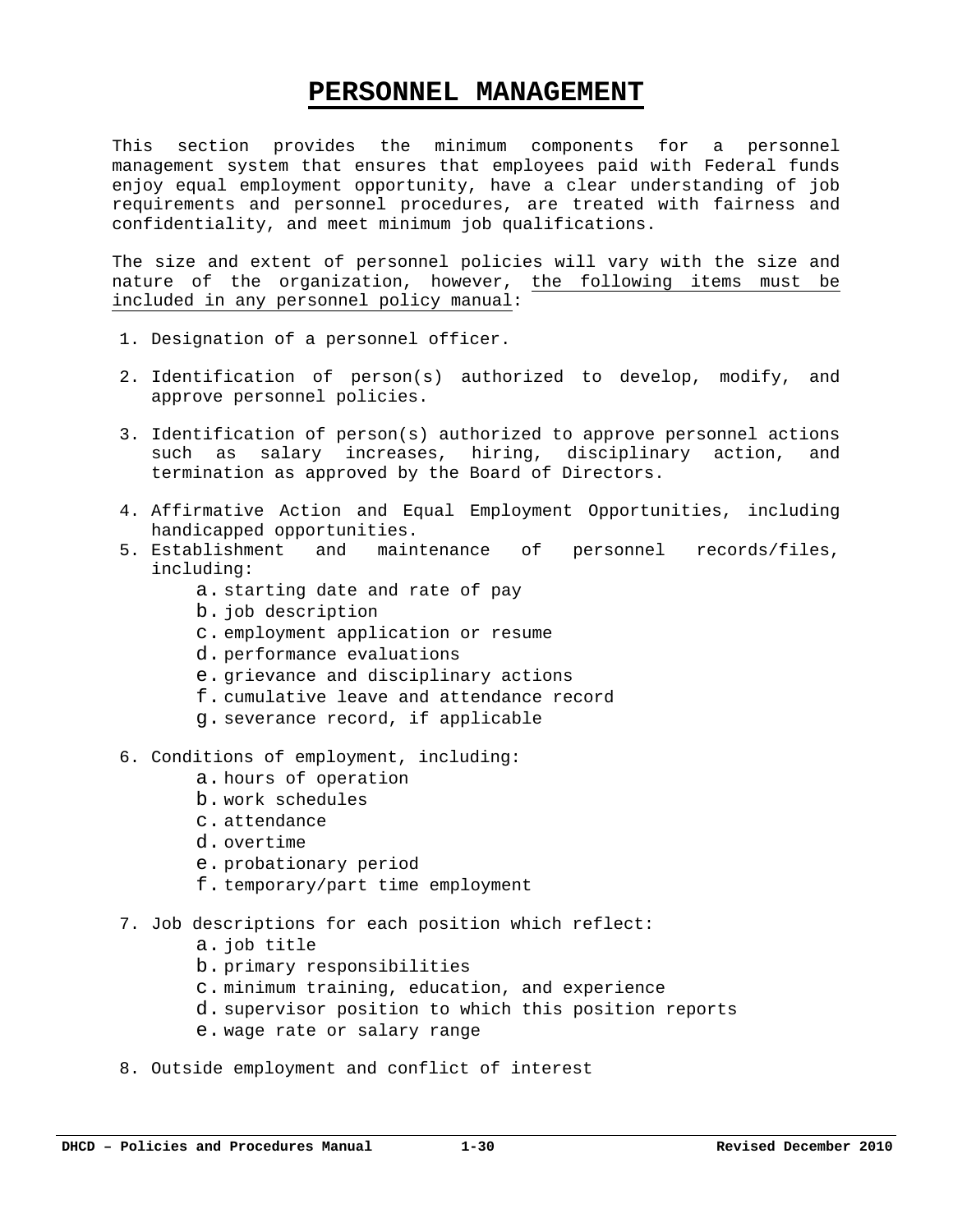# PERSONNEL MANAGEMENT

This section provides the minimum components for a personnel management system that ensures that employees paid with Federal funds enjoy equal employment opportunity, have a clear understanding of job requirements and personnel procedures, are treated with fairness and confidentiality, and meet minimum job qualifications.

The size and extent of personnel policies will vary with the size and nature of the organization, however, <u>the following items must be included in any personnel policy manual</u>:

1. Designation of a personnel officer.
2. Identification of person(s) authorized to develop, modify, and approve personnel policies.
3. Identification of person(s) authorized to approve personnel actions such as salary increases, hiring, disciplinary action, and termination as approved by the Board of Directors.
4. Affirmative Action and Equal Employment Opportunities, including handicapped opportunities.
5. Establishment and maintenance of personnel records/files, including:
    a. starting date and rate of pay
    b. job description
    c. employment application or resume
    d. performance evaluations
    e. grievance and disciplinary actions
    f. cumulative leave and attendance record
    g. severance record, if applicable
6. Conditions of employment, including:
    a. hours of operation
    b. work schedules
    c. attendance
    d. overtime
    e. probationary period
    f. temporary/part time employment
7. Job descriptions for each position which reflect:
    a. job title
    b. primary responsibilities
    c. minimum training, education, and experience
    d. supervisor position to which this position reports
    e. wage rate or salary range
8. Outside employment and conflict of interest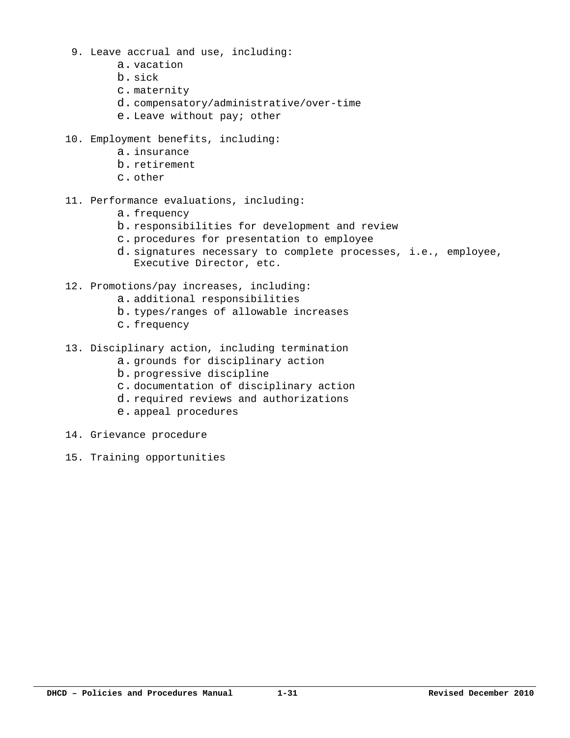9. Leave accrual and use, including:
    a. vacation
    b. sick
    c. maternity
    d. compensatory/administrative/over-time
    e. Leave without pay; other

10. Employment benefits, including:
    a. insurance
    b. retirement
    c. other

11. Performance evaluations, including:
    a. frequency
    b. responsibilities for development and review
    c. procedures for presentation to employee
    d. signatures necessary to complete processes, i.e., employee, Executive Director, etc.

12. Promotions/pay increases, including:
    a. additional responsibilities
    b. types/ranges of allowable increases
    c. frequency

13. Disciplinary action, including termination
    a. grounds for disciplinary action
    b. progressive discipline
    c. documentation of disciplinary action
    d. required reviews and authorizations
    e. appeal procedures

14. Grievance procedure

15. Training opportunities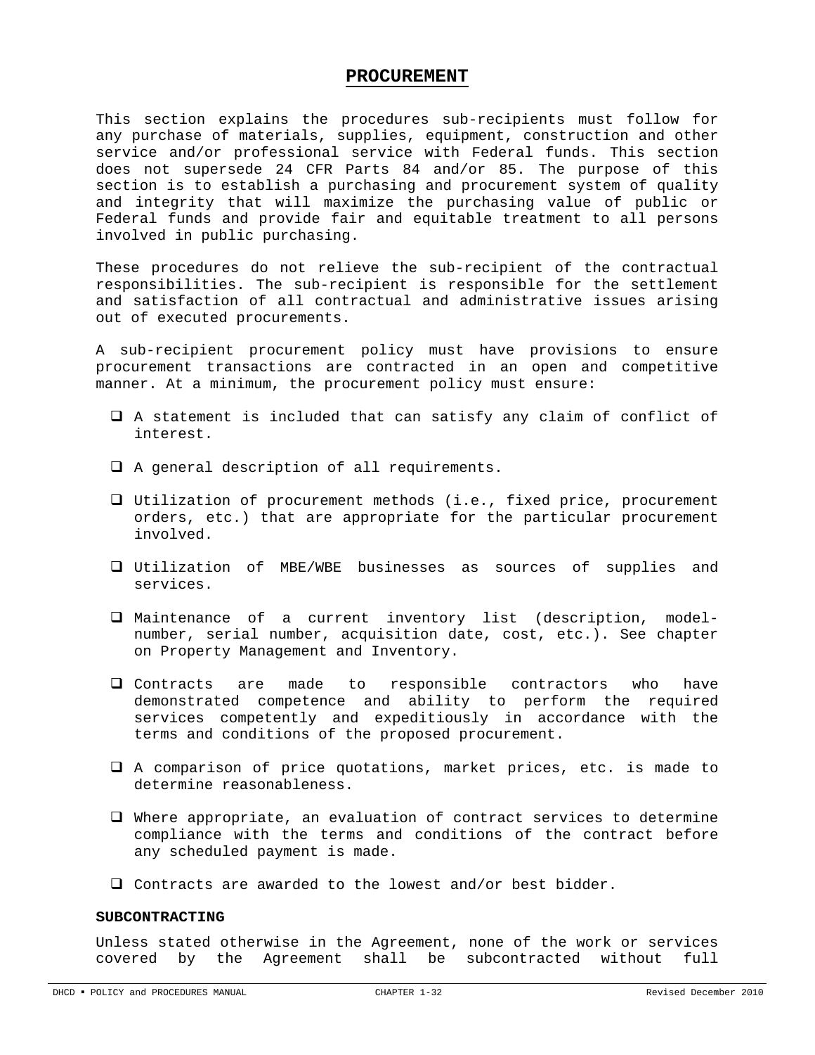# PROCUREMENT

This section explains the procedures sub-recipients must follow for any purchase of materials, supplies, equipment, construction and other service and/or professional service with Federal funds. This section does not supersede 24 CFR Parts 84 and/or 85. The purpose of this section is to establish a purchasing and procurement system of quality and integrity that will maximize the purchasing value of public or Federal funds and provide fair and equitable treatment to all persons involved in public purchasing.

These procedures do not relieve the sub-recipient of the contractual responsibilities. The sub-recipient is responsible for the settlement and satisfaction of all contractual and administrative issues arising out of executed procurements.

A sub-recipient procurement policy must have provisions to ensure procurement transactions are contracted in an open and competitive manner. At a minimum, the procurement policy must ensure:

- ❑ A statement is included that can satisfy any claim of conflict of interest.
- ❑ A general description of all requirements.
- ❑ Utilization of procurement methods (i.e., fixed price, procurement orders, etc.) that are appropriate for the particular procurement involved.
- ❑ Utilization of MBE/WBE businesses as sources of supplies and services.
- ❑ Maintenance of a current inventory list (description, model-number, serial number, acquisition date, cost, etc.). See chapter on Property Management and Inventory.
- ❑ Contracts are made to responsible contractors who have demonstrated competence and ability to perform the required services competently and expeditiously in accordance with the terms and conditions of the proposed procurement.
- ❑ A comparison of price quotations, market prices, etc. is made to determine reasonableness.
- ❑ Where appropriate, an evaluation of contract services to determine compliance with the terms and conditions of the contract before any scheduled payment is made.
- ❑ Contracts are awarded to the lowest and/or best bidder.

**SUBCONTRACTING**

Unless stated otherwise in the Agreement, none of the work or services covered by the Agreement shall be subcontracted without full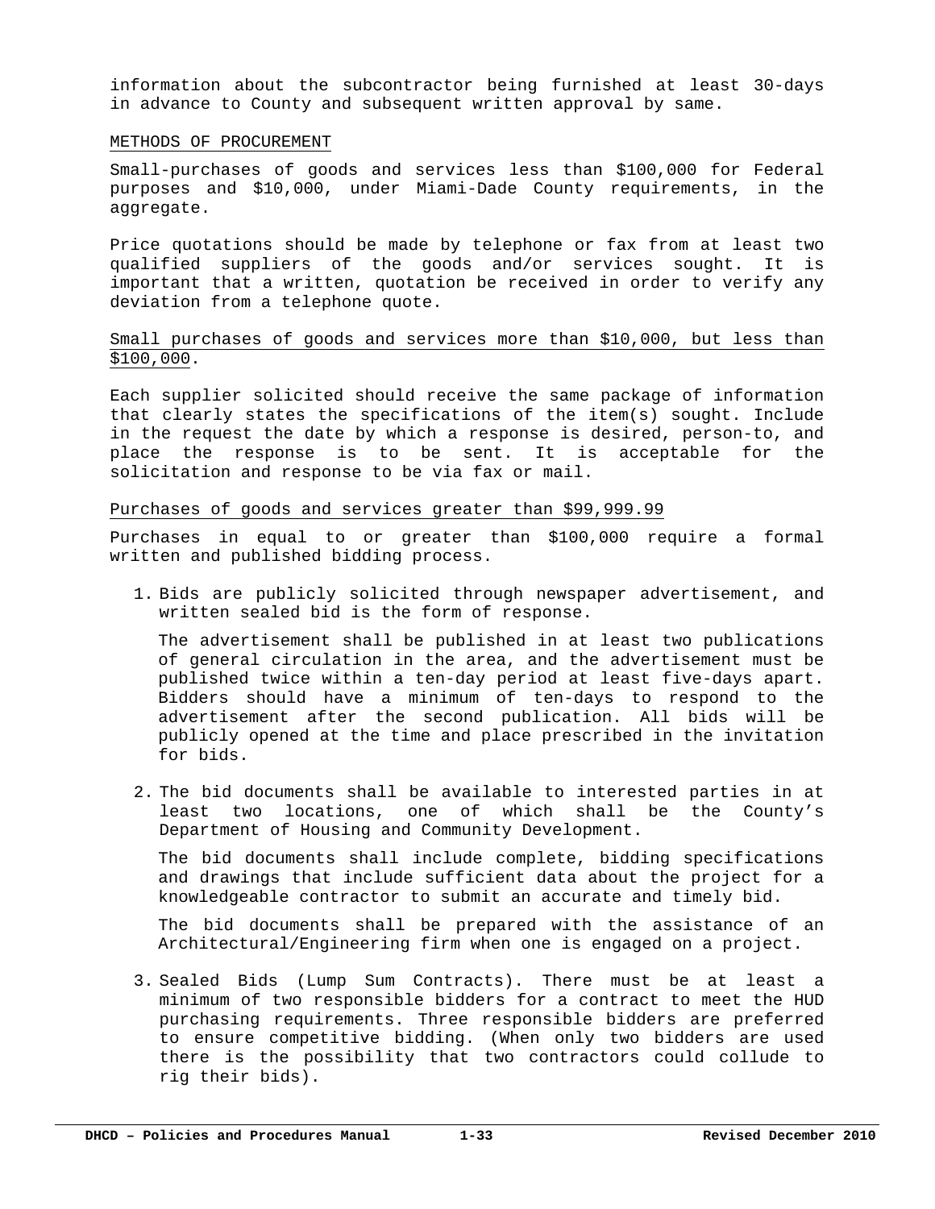information about the subcontractor being furnished at least 30-days in advance to County and subsequent written approval by same.

METHODS OF PROCUREMENT

Small-purchases of goods and services less than $100,000 for Federal purposes and $10,000, under Miami-Dade County requirements, in the aggregate.

Price quotations should be made by telephone or fax from at least two qualified suppliers of the goods and/or services sought. It is important that a written, quotation be received in order to verify any deviation from a telephone quote.

Small purchases of goods and services more than $10,000, but less than $100,000.

Each supplier solicited should receive the same package of information that clearly states the specifications of the item(s) sought. Include in the request the date by which a response is desired, person-to, and place the response is to be sent. It is acceptable for the solicitation and response to be via fax or mail.

Purchases of goods and services greater than $99,999.99

Purchases in equal to or greater than $100,000 require a formal written and published bidding process.

1. Bids are publicly solicited through newspaper advertisement, and written sealed bid is the form of response.

   The advertisement shall be published in at least two publications of general circulation in the area, and the advertisement must be published twice within a ten-day period at least five-days apart. Bidders should have a minimum of ten-days to respond to the advertisement after the second publication. All bids will be publicly opened at the time and place prescribed in the invitation for bids.

2. The bid documents shall be available to interested parties in at least two locations, one of which shall be the County's Department of Housing and Community Development.

   The bid documents shall include complete, bidding specifications and drawings that include sufficient data about the project for a knowledgeable contractor to submit an accurate and timely bid.

   The bid documents shall be prepared with the assistance of an Architectural/Engineering firm when one is engaged on a project.

3. Sealed Bids (Lump Sum Contracts). There must be at least a minimum of two responsible bidders for a contract to meet the HUD purchasing requirements. Three responsible bidders are preferred to ensure competitive bidding. (When only two bidders are used there is the possibility that two contractors could collude to rig their bids).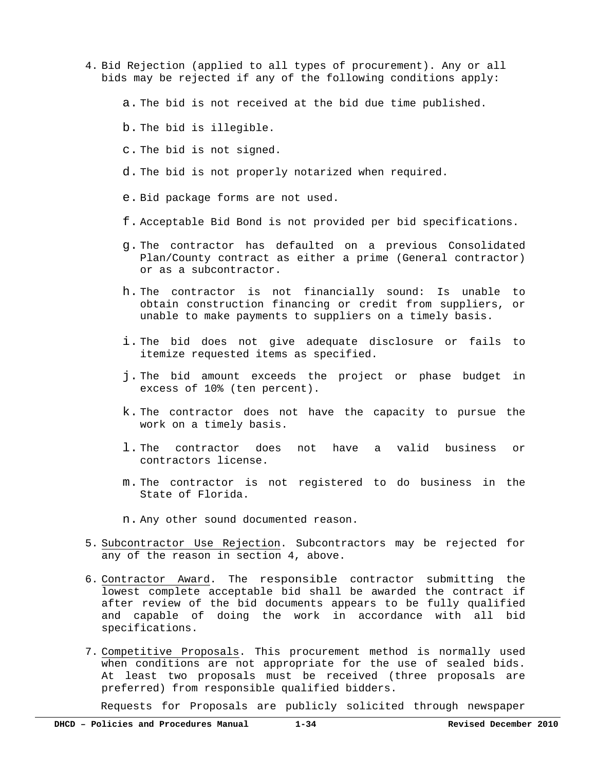4. Bid Rejection (applied to all types of procurement). Any or all bids may be rejected if any of the following conditions apply:

    a. The bid is not received at the bid due time published.

    b. The bid is illegible.

    c. The bid is not signed.

    d. The bid is not properly notarized when required.

    e. Bid package forms are not used.

    f. Acceptable Bid Bond is not provided per bid specifications.

    g. The contractor has defaulted on a previous Consolidated Plan/County contract as either a prime (General contractor) or as a subcontractor.

    h. The contractor is not financially sound: Is unable to obtain construction financing or credit from suppliers, or unable to make payments to suppliers on a timely basis.

    i. The bid does not give adequate disclosure or fails to itemize requested items as specified.

    j. The bid amount exceeds the project or phase budget in excess of 10% (ten percent).

    k. The contractor does not have the capacity to pursue the work on a timely basis.

    l. The contractor does not have a valid business or contractors license.

    m. The contractor is not registered to do business in the State of Florida.

    n. Any other sound documented reason.

5. Subcontractor Use Rejection. Subcontractors may be rejected for any of the reason in section 4, above.

6. Contractor Award. The responsible contractor submitting the lowest complete acceptable bid shall be awarded the contract if after review of the bid documents appears to be fully qualified and capable of doing the work in accordance with all bid specifications.

7. Competitive Proposals. This procurement method is normally used when conditions are not appropriate for the use of sealed bids. At least two proposals must be received (three proposals are preferred) from responsible qualified bidders.

   Requests for Proposals are publicly solicited through newspaper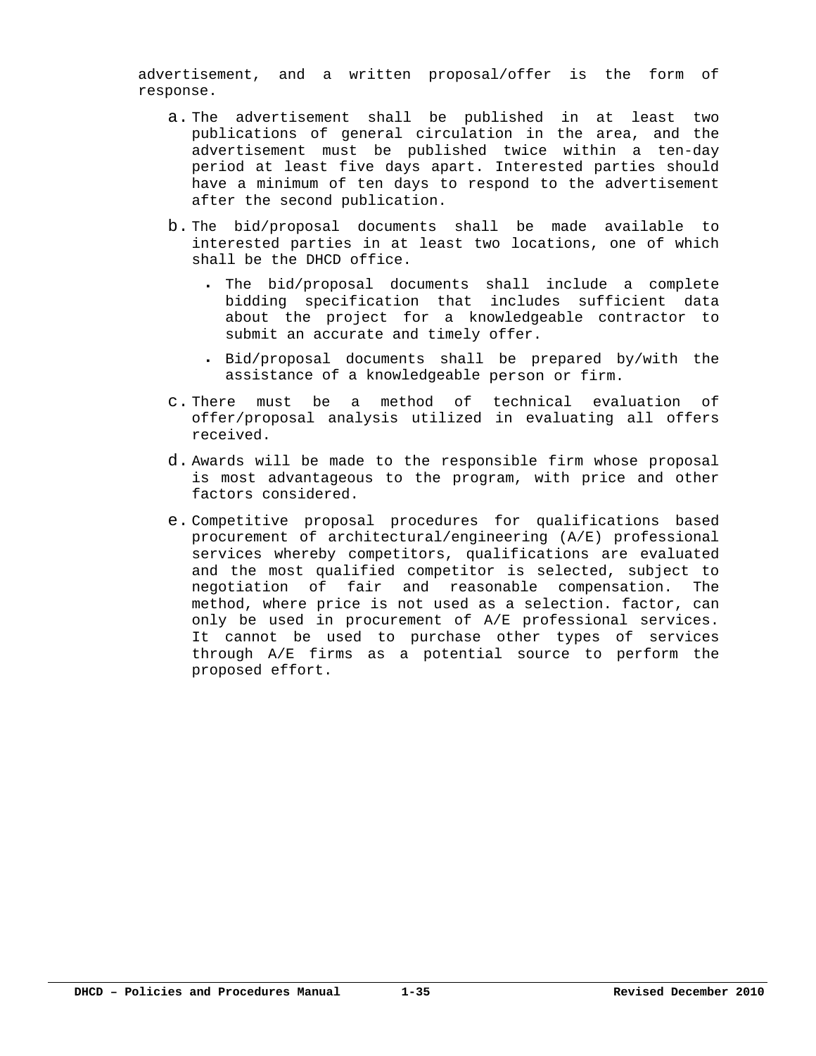advertisement, and a written proposal/offer is the form of response.

a. The advertisement shall be published in at least two publications of general circulation in the area, and the advertisement must be published twice within a ten-day period at least five days apart. Interested parties should have a minimum of ten days to respond to the advertisement after the second publication.

b. The bid/proposal documents shall be made available to interested parties in at least two locations, one of which shall be the DHCD office.

   - The bid/proposal documents shall include a complete bidding specification that includes sufficient data about the project for a knowledgeable contractor to submit an accurate and timely offer.
   - Bid/proposal documents shall be prepared by/with the assistance of a knowledgeable person or firm.

c. There must be a method of technical evaluation of offer/proposal analysis utilized in evaluating all offers received.

d. Awards will be made to the responsible firm whose proposal is most advantageous to the program, with price and other factors considered.

e. Competitive proposal procedures for qualifications based procurement of architectural/engineering (A/E) professional services whereby competitors, qualifications are evaluated and the most qualified competitor is selected, subject to negotiation of fair and reasonable compensation. The method, where price is not used as a selection. factor, can only be used in procurement of A/E professional services. It cannot be used to purchase other types of services through A/E firms as a potential source to perform the proposed effort.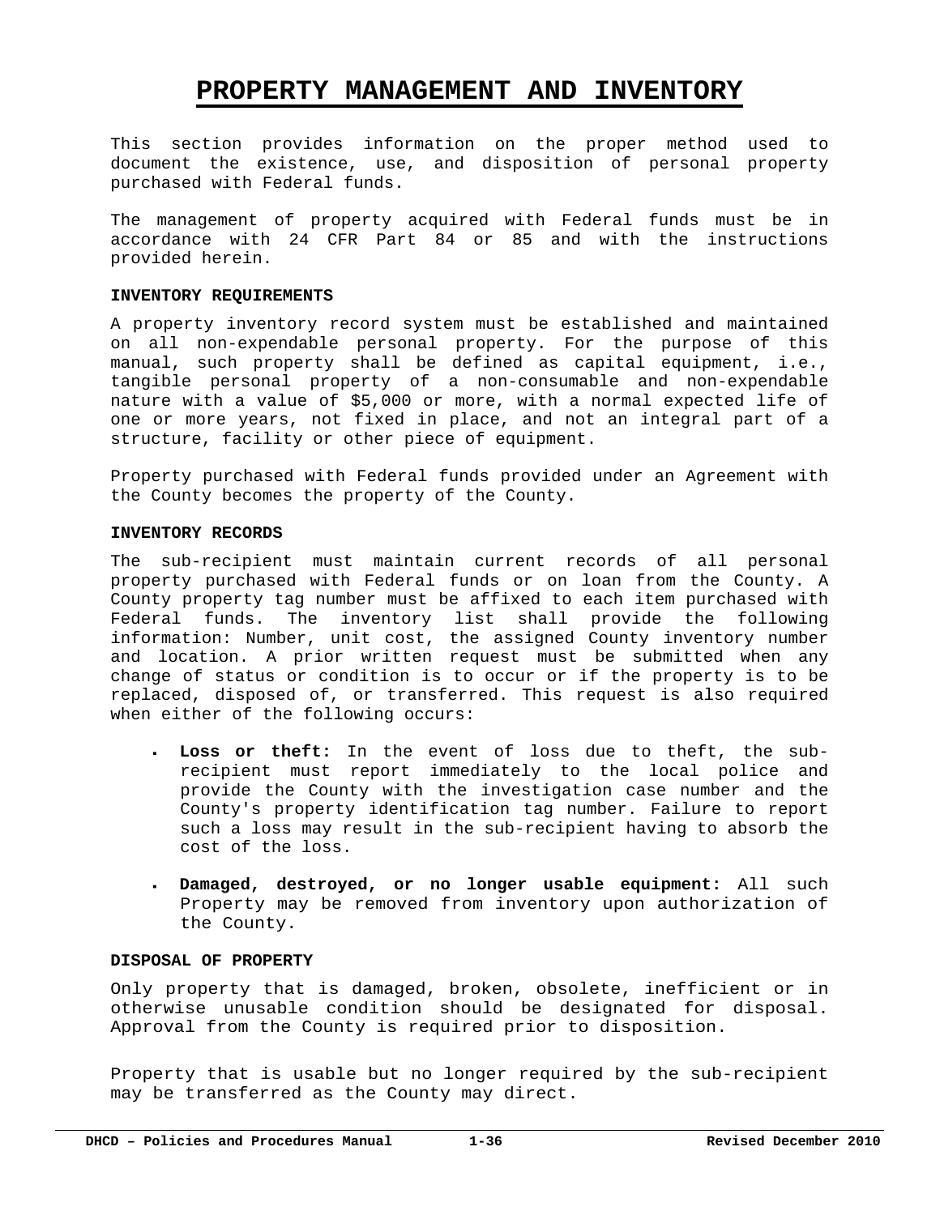# PROPERTY MANAGEMENT AND INVENTORY

This section provides information on the proper method used to document the existence, use, and disposition of personal property purchased with Federal funds.

The management of property acquired with Federal funds must be in accordance with 24 CFR Part 84 or 85 and with the instructions provided herein.

#### INVENTORY REQUIREMENTS

A property inventory record system must be established and maintained on all non-expendable personal property. For the purpose of this manual, such property shall be defined as capital equipment, i.e., tangible personal property of a non-consumable and non-expendable nature with a value of $5,000 or more, with a normal expected life of one or more years, not fixed in place, and not an integral part of a structure, facility or other piece of equipment.

Property purchased with Federal funds provided under an Agreement with the County becomes the property of the County.

#### INVENTORY RECORDS

The sub-recipient must maintain current records of all personal property purchased with Federal funds or on loan from the County. A County property tag number must be affixed to each item purchased with Federal funds. The inventory list shall provide the following information: Number, unit cost, the assigned County inventory number and location. A prior written request must be submitted when any change of status or condition is to occur or if the property is to be replaced, disposed of, or transferred. This request is also required when either of the following occurs:

- **Loss or theft:** In the event of loss due to theft, the sub-recipient must report immediately to the local police and provide the County with the investigation case number and the County's property identification tag number. Failure to report such a loss may result in the sub-recipient having to absorb the cost of the loss.
- **Damaged, destroyed, or no longer usable equipment:** All such Property may be removed from inventory upon authorization of the County.

#### DISPOSAL OF PROPERTY

Only property that is damaged, broken, obsolete, inefficient or in otherwise unusable condition should be designated for disposal. Approval from the County is required prior to disposition.

Property that is usable but no longer required by the sub-recipient may be transferred as the County may direct.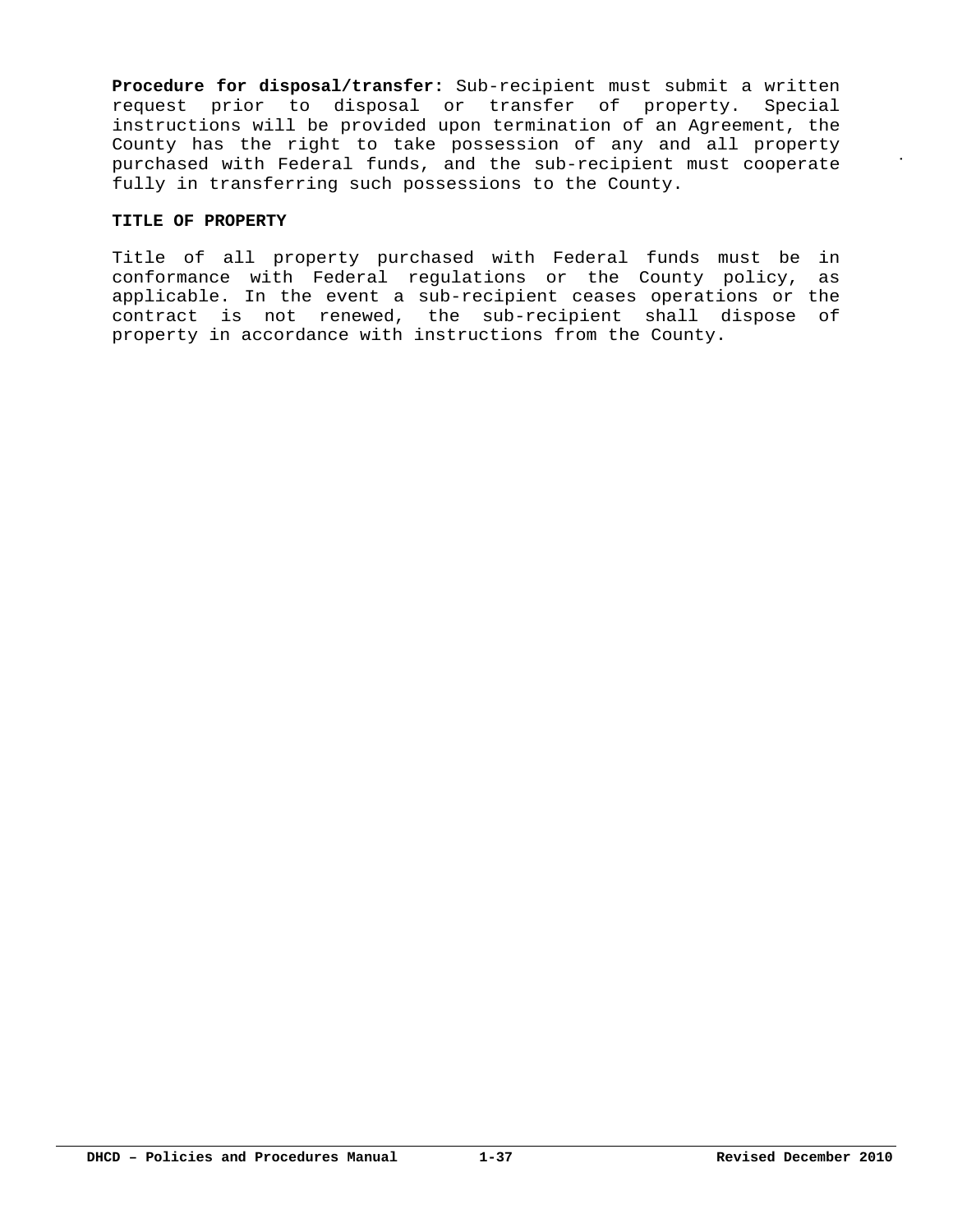**Procedure for disposal/transfer:** Sub-recipient must submit a written request prior to disposal or transfer of property. Special instructions will be provided upon termination of an Agreement, the County has the right to take possession of any and all property purchased with Federal funds, and the sub-recipient must cooperate fully in transferring such possessions to the County.

**TITLE OF PROPERTY**

Title of all property purchased with Federal funds must be in conformance with Federal regulations or the County policy, as applicable. In the event a sub-recipient ceases operations or the contract is not renewed, the sub-recipient shall dispose of property in accordance with instructions from the County.